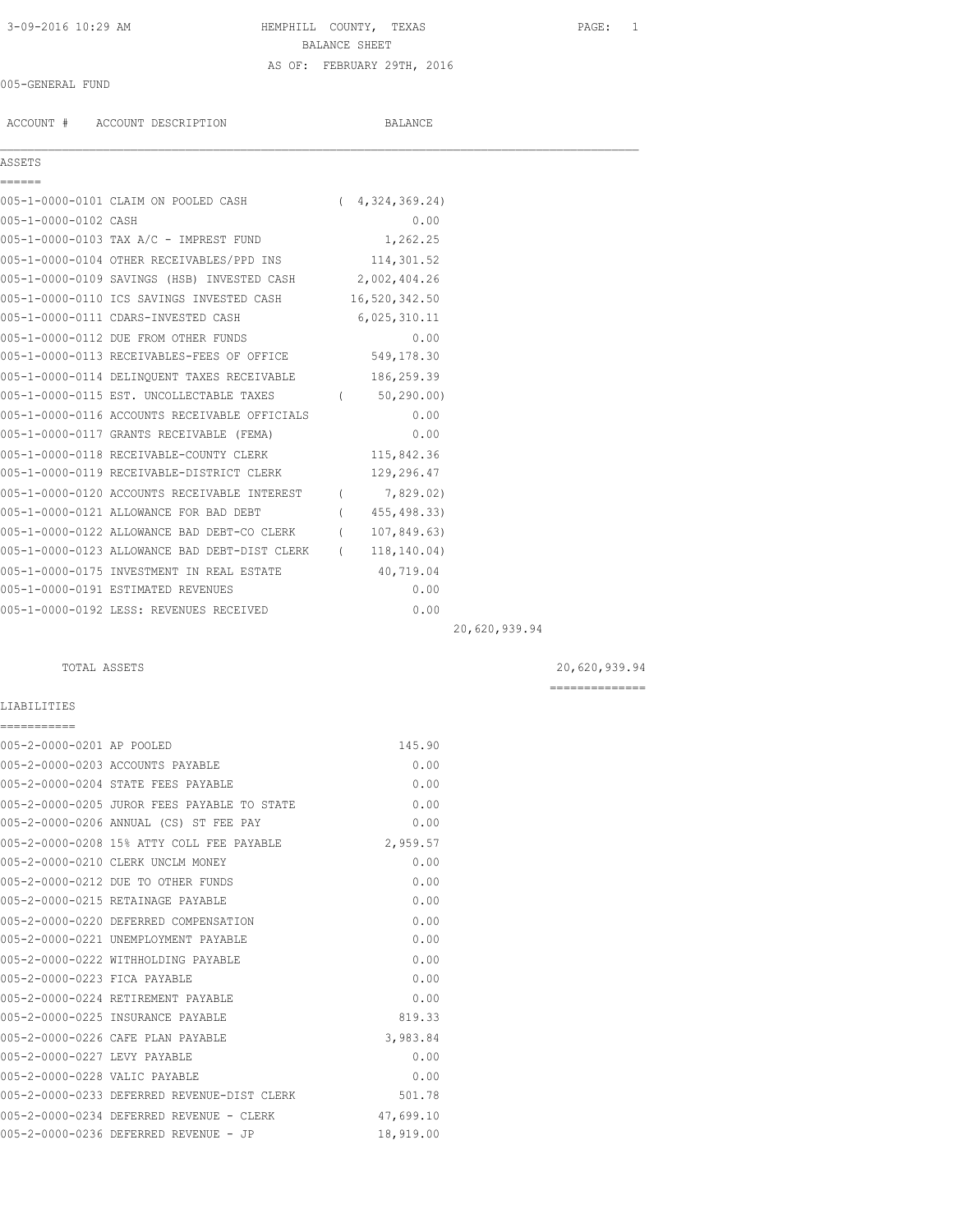# HEMPHILL COUNTY, TEXAS

## BALANCE SHEET

AS OF: FEBRUARY 29TH, 2016

3-09-2016 10:29 AM

005-GENERAL FUND

| ACCOUNT # | ACCOUNT DESCRIPTION | BALANCE | | |
|---|---|---|---|---|
| **ASSETS** | | | | |
| 005-1-0000-0101 | CLAIM ON POOLED CASH | ( 4,324,369.24) | | |
| 005-1-0000-0102 | CASH | 0.00 | | |
| 005-1-0000-0103 | TAX A/C - IMPREST FUND | 1,262.25 | | |
| 005-1-0000-0104 | OTHER RECEIVABLES/PPD INS | 114,301.52 | | |
| 005-1-0000-0109 | SAVINGS (HSB) INVESTED CASH | 2,002,404.26 | | |
| 005-1-0000-0110 | ICS SAVINGS INVESTED CASH | 16,520,342.50 | | |
| 005-1-0000-0111 | CDARS-INVESTED CASH | 6,025,310.11 | | |
| 005-1-0000-0112 | DUE FROM OTHER FUNDS | 0.00 | | |
| 005-1-0000-0113 | RECEIVABLES-FEES OF OFFICE | 549,178.30 | | |
| 005-1-0000-0114 | DELINQUENT TAXES RECEIVABLE | 186,259.39 | | |
| 005-1-0000-0115 | EST. UNCOLLECTABLE TAXES | ( 50,290.00) | | |
| 005-1-0000-0116 | ACCOUNTS RECEIVABLE OFFICIALS | 0.00 | | |
| 005-1-0000-0117 | GRANTS RECEIVABLE (FEMA) | 0.00 | | |
| 005-1-0000-0118 | RECEIVABLE-COUNTY CLERK | 115,842.36 | | |
| 005-1-0000-0119 | RECEIVABLE-DISTRICT CLERK | 129,296.47 | | |
| 005-1-0000-0120 | ACCOUNTS RECEIVABLE INTEREST | ( 7,829.02) | | |
| 005-1-0000-0121 | ALLOWANCE FOR BAD DEBT | ( 455,498.33) | | |
| 005-1-0000-0122 | ALLOWANCE BAD DEBT-CO CLERK | ( 107,849.63) | | |
| 005-1-0000-0123 | ALLOWANCE BAD DEBT-DIST CLERK | ( 118,140.04) | | |
| 005-1-0000-0175 | INVESTMENT IN REAL ESTATE | 40,719.04 | | |
| 005-1-0000-0191 | ESTIMATED REVENUES | 0.00 | | |
| 005-1-0000-0192 | LESS: REVENUES RECEIVED | 0.00 | | |
| | | | 20,620,939.94 | |
| | TOTAL ASSETS | | | 20,620,939.94 |
| **LIABILITIES** | | | | |
| 005-2-0000-0201 | AP POOLED | 145.90 | | |
| 005-2-0000-0203 | ACCOUNTS PAYABLE | 0.00 | | |
| 005-2-0000-0204 | STATE FEES PAYABLE | 0.00 | | |
| 005-2-0000-0205 | JUROR FEES PAYABLE TO STATE | 0.00 | | |
| 005-2-0000-0206 | ANNUAL (CS) ST FEE PAY | 0.00 | | |
| 005-2-0000-0208 | 15% ATTY COLL FEE PAYABLE | 2,959.57 | | |
| 005-2-0000-0210 | CLERK UNCLM MONEY | 0.00 | | |
| 005-2-0000-0212 | DUE TO OTHER FUNDS | 0.00 | | |
| 005-2-0000-0215 | RETAINAGE PAYABLE | 0.00 | | |
| 005-2-0000-0220 | DEFERRED COMPENSATION | 0.00 | | |
| 005-2-0000-0221 | UNEMPLOYMENT PAYABLE | 0.00 | | |
| 005-2-0000-0222 | WITHHOLDING PAYABLE | 0.00 | | |
| 005-2-0000-0223 | FICA PAYABLE | 0.00 | | |
| 005-2-0000-0224 | RETIREMENT PAYABLE | 0.00 | | |
| 005-2-0000-0225 | INSURANCE PAYABLE | 819.33 | | |
| 005-2-0000-0226 | CAFE PLAN PAYABLE | 3,983.84 | | |
| 005-2-0000-0227 | LEVY PAYABLE | 0.00 | | |
| 005-2-0000-0228 | VALIC PAYABLE | 0.00 | | |
| 005-2-0000-0233 | DEFERRED REVENUE-DIST CLERK | 501.78 | | |
| 005-2-0000-0234 | DEFERRED REVENUE - CLERK | 47,699.10 | | |
| 005-2-0000-0236 | DEFERRED REVENUE - JP | 18,919.00 | | |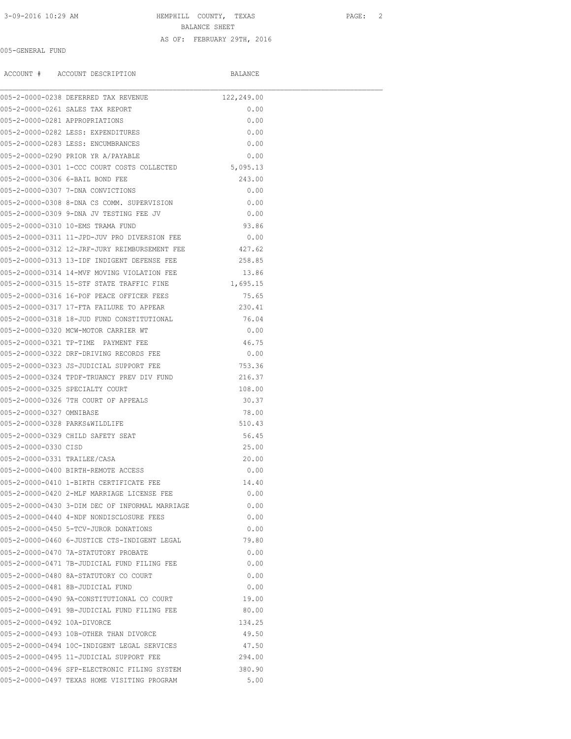HEMPHILL COUNTY, TEXAS
BALANCE SHEET
AS OF: FEBRUARY 29TH, 2016

005-GENERAL FUND

| ACCOUNT # | ACCOUNT DESCRIPTION | BALANCE |
|---|---|---|
| 005-2-0000-0238 | DEFERRED TAX REVENUE | 122,249.00 |
| 005-2-0000-0261 | SALES TAX REPORT | 0.00 |
| 005-2-0000-0281 | APPROPRIATIONS | 0.00 |
| 005-2-0000-0282 | LESS: EXPENDITURES | 0.00 |
| 005-2-0000-0283 | LESS: ENCUMBRANCES | 0.00 |
| 005-2-0000-0290 | PRIOR YR A/PAYABLE | 0.00 |
| 005-2-0000-0301 | 1-CCC COURT COSTS COLLECTED | 5,095.13 |
| 005-2-0000-0306 | 6-BAIL BOND FEE | 243.00 |
| 005-2-0000-0307 | 7-DNA CONVICTIONS | 0.00 |
| 005-2-0000-0308 | 8-DNA CS COMM. SUPERVISION | 0.00 |
| 005-2-0000-0309 | 9-DNA JV TESTING FEE JV | 0.00 |
| 005-2-0000-0310 | 10-EMS TRAMA FUND | 93.86 |
| 005-2-0000-0311 | 11-JPD-JUV PRO DIVERSION FEE | 0.00 |
| 005-2-0000-0312 | 12-JRF-JURY REIMBURSEMENT FEE | 427.62 |
| 005-2-0000-0313 | 13-IDF INDIGENT DEFENSE FEE | 258.85 |
| 005-2-0000-0314 | 14-MVF MOVING VIOLATION FEE | 13.86 |
| 005-2-0000-0315 | 15-STF STATE TRAFFIC FINE | 1,695.15 |
| 005-2-0000-0316 | 16-POF PEACE OFFICER FEES | 75.65 |
| 005-2-0000-0317 | 17-FTA FAILURE TO APPEAR | 230.41 |
| 005-2-0000-0318 | 18-JUD FUND CONSTITUTIONAL | 76.04 |
| 005-2-0000-0320 | MCW-MOTOR CARRIER WT | 0.00 |
| 005-2-0000-0321 | TP-TIME PAYMENT FEE | 46.75 |
| 005-2-0000-0322 | DRF-DRIVING RECORDS FEE | 0.00 |
| 005-2-0000-0323 | JS-JUDICIAL SUPPORT FEE | 753.36 |
| 005-2-0000-0324 | TPDF-TRUANCY PREV DIV FUND | 216.37 |
| 005-2-0000-0325 | SPECIALTY COURT | 108.00 |
| 005-2-0000-0326 | 7TH COURT OF APPEALS | 30.37 |
| 005-2-0000-0327 | OMNIBASE | 78.00 |
| 005-2-0000-0328 | PARKS&WILDLIFE | 510.43 |
| 005-2-0000-0329 | CHILD SAFETY SEAT | 56.45 |
| 005-2-0000-0330 | CISD | 25.00 |
| 005-2-0000-0331 | TRAILEE/CASA | 20.00 |
| 005-2-0000-0400 | BIRTH-REMOTE ACCESS | 0.00 |
| 005-2-0000-0410 | 1-BIRTH CERTIFICATE FEE | 14.40 |
| 005-2-0000-0420 | 2-MLF MARRIAGE LICENSE FEE | 0.00 |
| 005-2-0000-0430 | 3-DIM DEC OF INFORMAL MARRIAGE | 0.00 |
| 005-2-0000-0440 | 4-NDF NONDISCLOSURE FEES | 0.00 |
| 005-2-0000-0450 | 5-TCV-JUROR DONATIONS | 0.00 |
| 005-2-0000-0460 | 6-JUSTICE CTS-INDIGENT LEGAL | 79.80 |
| 005-2-0000-0470 | 7A-STATUTORY PROBATE | 0.00 |
| 005-2-0000-0471 | 7B-JUDICIAL FUND FILING FEE | 0.00 |
| 005-2-0000-0480 | 8A-STATUTORY CO COURT | 0.00 |
| 005-2-0000-0481 | 8B-JUDICIAL FUND | 0.00 |
| 005-2-0000-0490 | 9A-CONSTITUTIONAL CO COURT | 19.00 |
| 005-2-0000-0491 | 9B-JUDICIAL FUND FILING FEE | 80.00 |
| 005-2-0000-0492 | 10A-DIVORCE | 134.25 |
| 005-2-0000-0493 | 10B-OTHER THAN DIVORCE | 49.50 |
| 005-2-0000-0494 | 10C-INDIGENT LEGAL SERVICES | 47.50 |
| 005-2-0000-0495 | 11-JUDICIAL SUPPORT FEE | 294.00 |
| 005-2-0000-0496 | SFP-ELECTRONIC FILING SYSTEM | 380.90 |
| 005-2-0000-0497 | TEXAS HOME VISITING PROGRAM | 5.00 |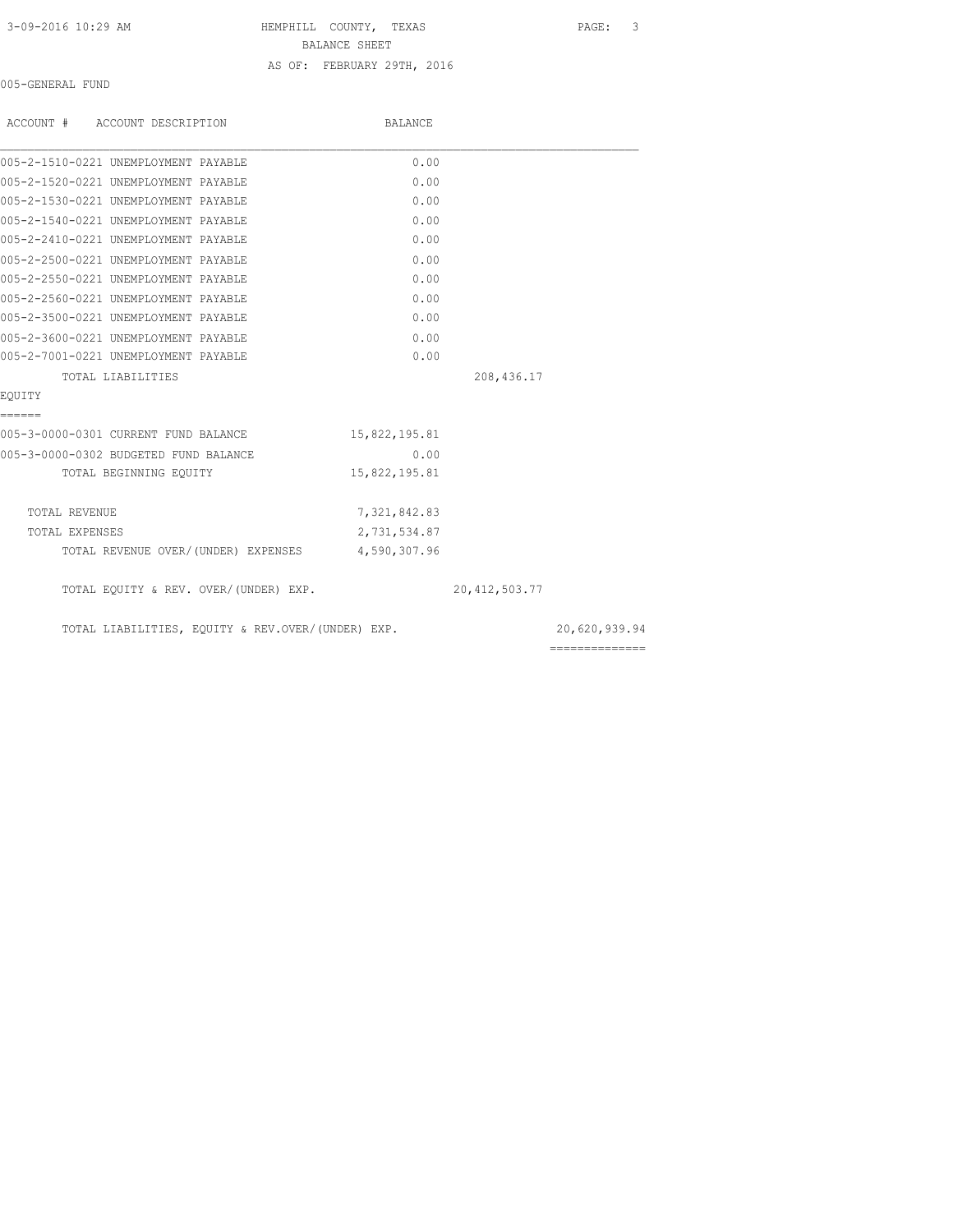HEMPHILL COUNTY, TEXAS

BALANCE SHEET

AS OF: FEBRUARY 29TH, 2016

005-GENERAL FUND

| ACCOUNT # ACCOUNT DESCRIPTION | BALANCE | | |
|---|---|---|---|
| 005-2-1510-0221 UNEMPLOYMENT PAYABLE | 0.00 | | |
| 005-2-1520-0221 UNEMPLOYMENT PAYABLE | 0.00 | | |
| 005-2-1530-0221 UNEMPLOYMENT PAYABLE | 0.00 | | |
| 005-2-1540-0221 UNEMPLOYMENT PAYABLE | 0.00 | | |
| 005-2-2410-0221 UNEMPLOYMENT PAYABLE | 0.00 | | |
| 005-2-2500-0221 UNEMPLOYMENT PAYABLE | 0.00 | | |
| 005-2-2550-0221 UNEMPLOYMENT PAYABLE | 0.00 | | |
| 005-2-2560-0221 UNEMPLOYMENT PAYABLE | 0.00 | | |
| 005-2-3500-0221 UNEMPLOYMENT PAYABLE | 0.00 | | |
| 005-2-3600-0221 UNEMPLOYMENT PAYABLE | 0.00 | | |
| 005-2-7001-0221 UNEMPLOYMENT PAYABLE | 0.00 | | |
| TOTAL LIABILITIES | | 208,436.17 | |
| **EQUITY** | | | |
| 005-3-0000-0301 CURRENT FUND BALANCE | 15,822,195.81 | | |
| 005-3-0000-0302 BUDGETED FUND BALANCE | 0.00 | | |
| TOTAL BEGINNING EQUITY | 15,822,195.81 | | |
| TOTAL REVENUE | 7,321,842.83 | | |
| TOTAL EXPENSES | 2,731,534.87 | | |
| TOTAL REVENUE OVER/(UNDER) EXPENSES | 4,590,307.96 | | |
| TOTAL EQUITY & REV. OVER/(UNDER) EXP. | | 20,412,503.77 | |
| TOTAL LIABILITIES, EQUITY & REV.OVER/(UNDER) EXP. | | | 20,620,939.94 |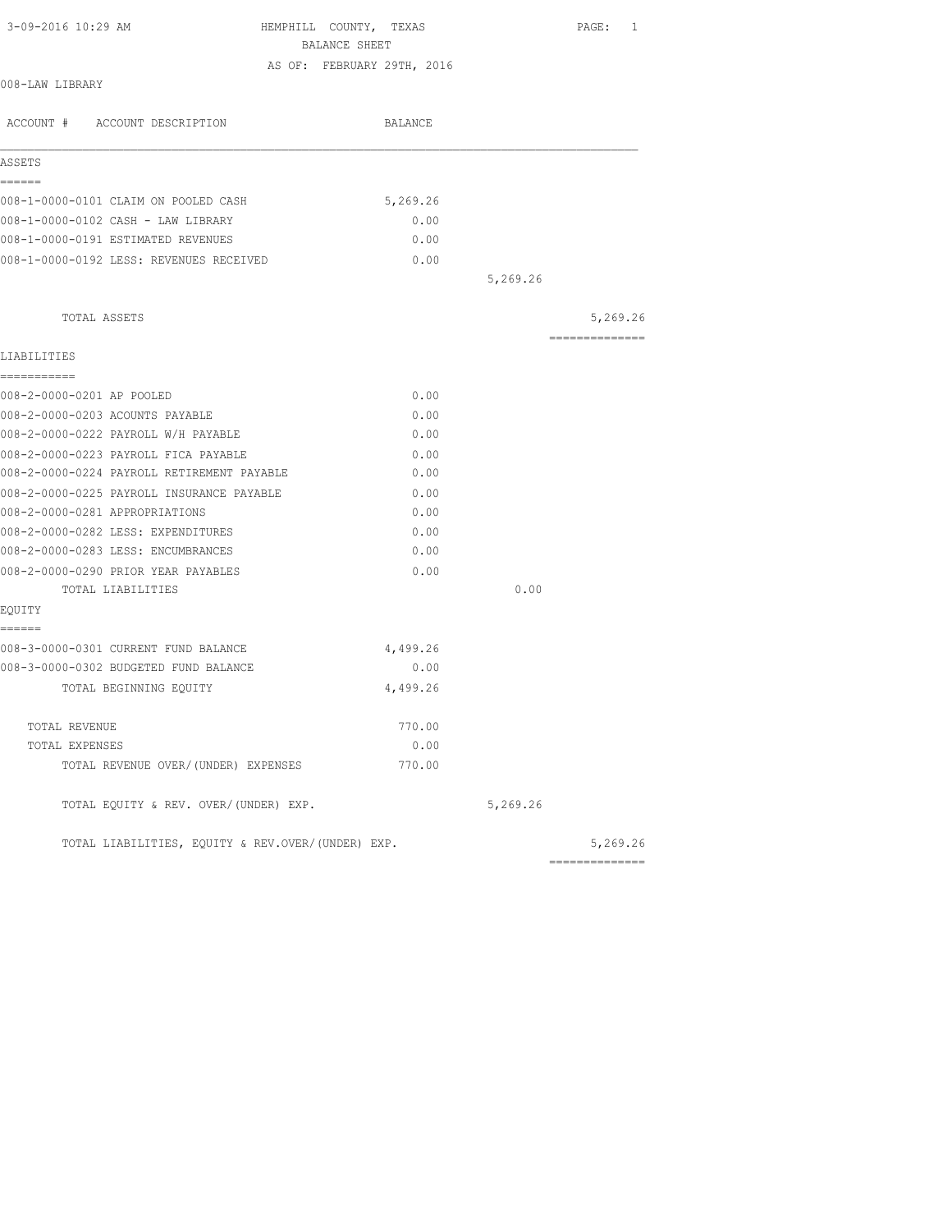HEMPHILL COUNTY, TEXAS
BALANCE SHEET
AS OF: FEBRUARY 29TH, 2016

008-LAW LIBRARY

| ACCOUNT # ACCOUNT DESCRIPTION | BALANCE | | |
|---|---|---|---|
| **ASSETS** | | | |
| 008-1-0000-0101 CLAIM ON POOLED CASH | 5,269.26 | | |
| 008-1-0000-0102 CASH - LAW LIBRARY | 0.00 | | |
| 008-1-0000-0191 ESTIMATED REVENUES | 0.00 | | |
| 008-1-0000-0192 LESS: REVENUES RECEIVED | 0.00 | | |
| | | 5,269.26 | |
| TOTAL ASSETS | | | 5,269.26 |
| **LIABILITIES** | | | |
| 008-2-0000-0201 AP POOLED | 0.00 | | |
| 008-2-0000-0203 ACOUNTS PAYABLE | 0.00 | | |
| 008-2-0000-0222 PAYROLL W/H PAYABLE | 0.00 | | |
| 008-2-0000-0223 PAYROLL FICA PAYABLE | 0.00 | | |
| 008-2-0000-0224 PAYROLL RETIREMENT PAYABLE | 0.00 | | |
| 008-2-0000-0225 PAYROLL INSURANCE PAYABLE | 0.00 | | |
| 008-2-0000-0281 APPROPRIATIONS | 0.00 | | |
| 008-2-0000-0282 LESS: EXPENDITURES | 0.00 | | |
| 008-2-0000-0283 LESS: ENCUMBRANCES | 0.00 | | |
| 008-2-0000-0290 PRIOR YEAR PAYABLES | 0.00 | | |
| TOTAL LIABILITIES | | 0.00 | |
| **EQUITY** | | | |
| 008-3-0000-0301 CURRENT FUND BALANCE | 4,499.26 | | |
| 008-3-0000-0302 BUDGETED FUND BALANCE | 0.00 | | |
| TOTAL BEGINNING EQUITY | 4,499.26 | | |
| TOTAL REVENUE | 770.00 | | |
| TOTAL EXPENSES | 0.00 | | |
| TOTAL REVENUE OVER/(UNDER) EXPENSES | 770.00 | | |
| TOTAL EQUITY & REV. OVER/(UNDER) EXP. | | 5,269.26 | |
| TOTAL LIABILITIES, EQUITY & REV.OVER/(UNDER) EXP. | | | 5,269.26 |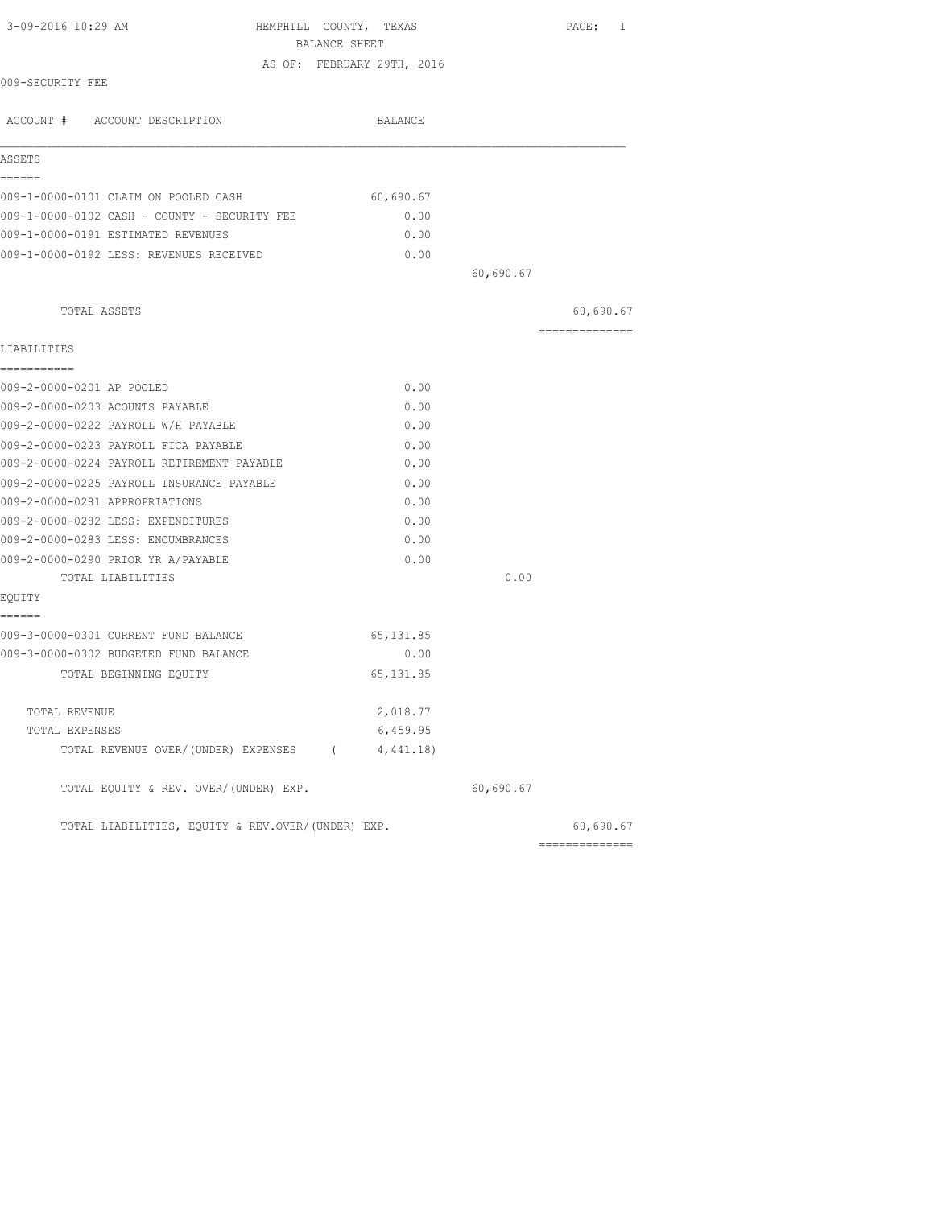3-09-2016 10:29 AM

# HEMPHILL COUNTY, TEXAS

## BALANCE SHEET

AS OF: FEBRUARY 29TH, 2016

009-SECURITY FEE

| ACCOUNT # ACCOUNT DESCRIPTION | BALANCE | | |
|---|---|---|---|
| **ASSETS** | | | |
| 009-1-0000-0101 CLAIM ON POOLED CASH | 60,690.67 | | |
| 009-1-0000-0102 CASH - COUNTY - SECURITY FEE | 0.00 | | |
| 009-1-0000-0191 ESTIMATED REVENUES | 0.00 | | |
| 009-1-0000-0192 LESS: REVENUES RECEIVED | 0.00 | | |
| | | 60,690.67 | |
| TOTAL ASSETS | | | 60,690.67 |
| **LIABILITIES** | | | |
| 009-2-0000-0201 AP POOLED | 0.00 | | |
| 009-2-0000-0203 ACOUNTS PAYABLE | 0.00 | | |
| 009-2-0000-0222 PAYROLL W/H PAYABLE | 0.00 | | |
| 009-2-0000-0223 PAYROLL FICA PAYABLE | 0.00 | | |
| 009-2-0000-0224 PAYROLL RETIREMENT PAYABLE | 0.00 | | |
| 009-2-0000-0225 PAYROLL INSURANCE PAYABLE | 0.00 | | |
| 009-2-0000-0281 APPROPRIATIONS | 0.00 | | |
| 009-2-0000-0282 LESS: EXPENDITURES | 0.00 | | |
| 009-2-0000-0283 LESS: ENCUMBRANCES | 0.00 | | |
| 009-2-0000-0290 PRIOR YR A/PAYABLE | 0.00 | | |
| TOTAL LIABILITIES | | 0.00 | |
| **EQUITY** | | | |
| 009-3-0000-0301 CURRENT FUND BALANCE | 65,131.85 | | |
| 009-3-0000-0302 BUDGETED FUND BALANCE | 0.00 | | |
| TOTAL BEGINNING EQUITY | 65,131.85 | | |
| TOTAL REVENUE | 2,018.77 | | |
| TOTAL EXPENSES | 6,459.95 | | |
| TOTAL REVENUE OVER/(UNDER) EXPENSES | ( 4,441.18) | | |
| TOTAL EQUITY & REV. OVER/(UNDER) EXP. | | 60,690.67 | |
| TOTAL LIABILITIES, EQUITY & REV.OVER/(UNDER) EXP. | | | 60,690.67 |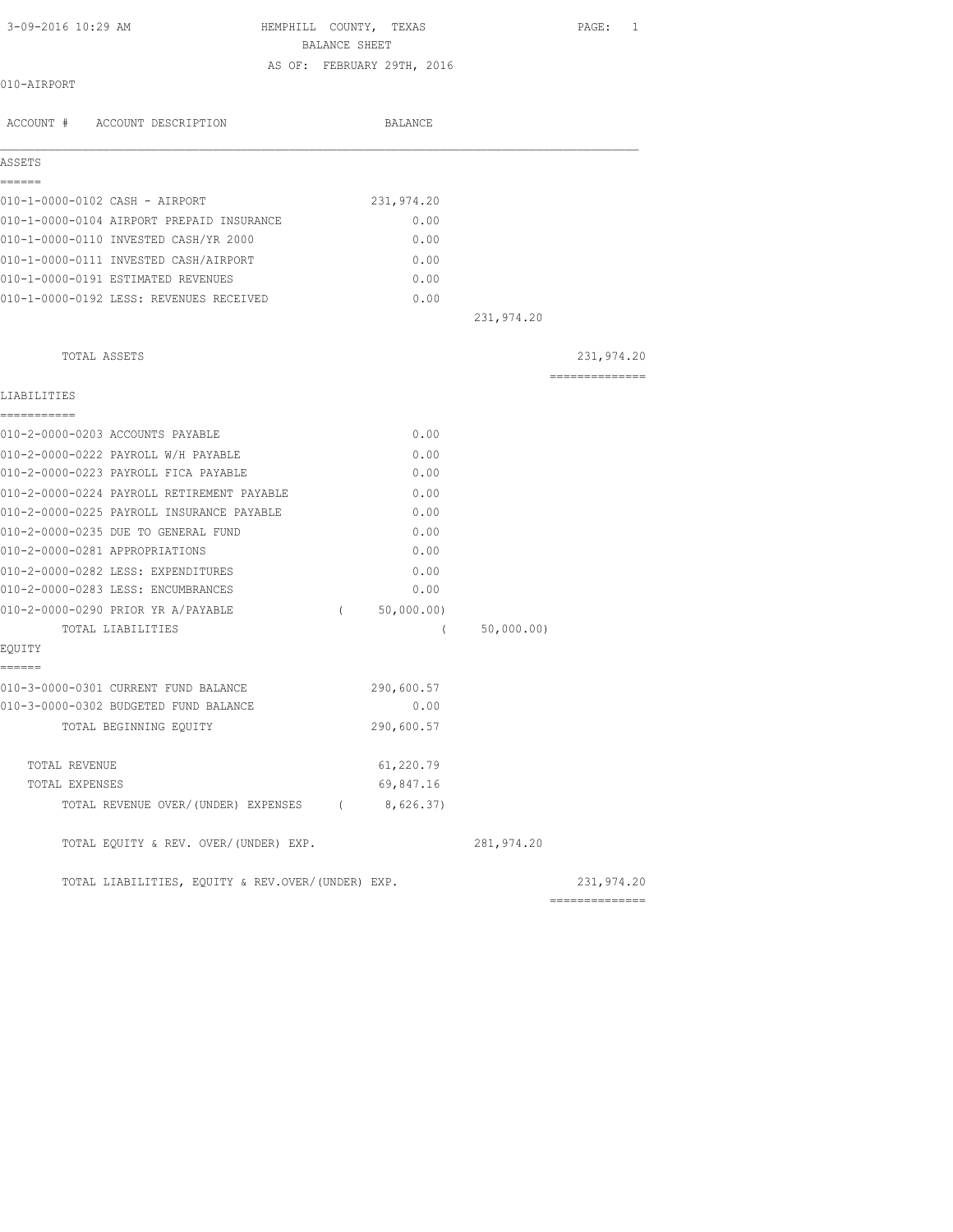HEMPHILL COUNTY, TEXAS

BALANCE SHEET

AS OF: FEBRUARY 29TH, 2016

010-AIRPORT

| ACCOUNT # | ACCOUNT DESCRIPTION | BALANCE | | |
|---|---|---|---|---|
| **ASSETS** | | | | |
| 010-1-0000-0102 | CASH - AIRPORT | 231,974.20 | | |
| 010-1-0000-0104 | AIRPORT PREPAID INSURANCE | 0.00 | | |
| 010-1-0000-0110 | INVESTED CASH/YR 2000 | 0.00 | | |
| 010-1-0000-0111 | INVESTED CASH/AIRPORT | 0.00 | | |
| 010-1-0000-0191 | ESTIMATED REVENUES | 0.00 | | |
| 010-1-0000-0192 | LESS: REVENUES RECEIVED | 0.00 | | |
| | | | 231,974.20 | |
| | TOTAL ASSETS | | | 231,974.20 |
| **LIABILITIES** | | | | |
| 010-2-0000-0203 | ACCOUNTS PAYABLE | 0.00 | | |
| 010-2-0000-0222 | PAYROLL W/H PAYABLE | 0.00 | | |
| 010-2-0000-0223 | PAYROLL FICA PAYABLE | 0.00 | | |
| 010-2-0000-0224 | PAYROLL RETIREMENT PAYABLE | 0.00 | | |
| 010-2-0000-0225 | PAYROLL INSURANCE PAYABLE | 0.00 | | |
| 010-2-0000-0235 | DUE TO GENERAL FUND | 0.00 | | |
| 010-2-0000-0281 | APPROPRIATIONS | 0.00 | | |
| 010-2-0000-0282 | LESS: EXPENDITURES | 0.00 | | |
| 010-2-0000-0283 | LESS: ENCUMBRANCES | 0.00 | | |
| 010-2-0000-0290 | PRIOR YR A/PAYABLE | ( 50,000.00) | | |
| | TOTAL LIABILITIES | | ( 50,000.00) | |
| **EQUITY** | | | | |
| 010-3-0000-0301 | CURRENT FUND BALANCE | 290,600.57 | | |
| 010-3-0000-0302 | BUDGETED FUND BALANCE | 0.00 | | |
| | TOTAL BEGINNING EQUITY | 290,600.57 | | |
| | TOTAL REVENUE | 61,220.79 | | |
| | TOTAL EXPENSES | 69,847.16 | | |
| | TOTAL REVENUE OVER/(UNDER) EXPENSES | ( 8,626.37) | | |
| | TOTAL EQUITY & REV. OVER/(UNDER) EXP. | | 281,974.20 | |
| | TOTAL LIABILITIES, EQUITY & REV.OVER/(UNDER) EXP. | | | 231,974.20 |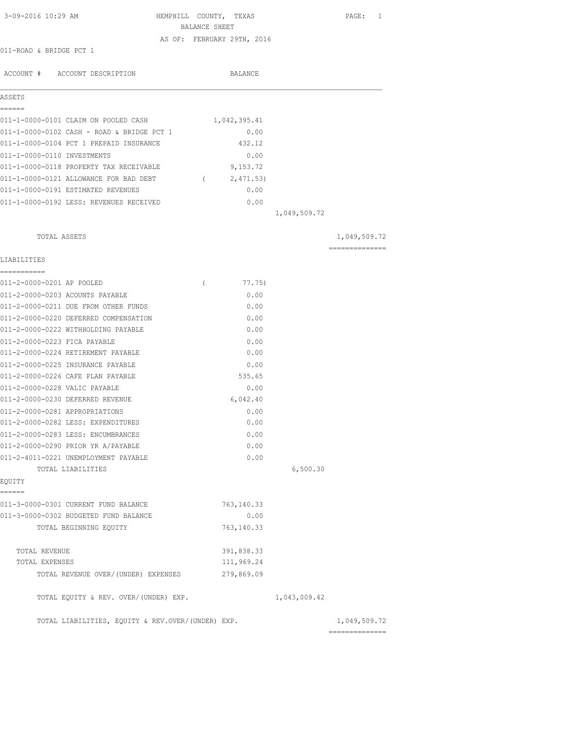3-09-2016 10:29 AM HEMPHILL COUNTY, TEXAS

BALANCE SHEET

AS OF: FEBRUARY 29TH, 2016

011-ROAD & BRIDGE PCT 1

| ACCOUNT # ACCOUNT DESCRIPTION | BALANCE | | |
|---|---|---|---|
| **ASSETS** | | | |
| 011-1-0000-0101 CLAIM ON POOLED CASH | 1,042,395.41 | | |
| 011-1-0000-0102 CASH - ROAD & BRIDGE PCT 1 | 0.00 | | |
| 011-1-0000-0104 PCT 1 PREPAID INSURANCE | 432.12 | | |
| 011-1-0000-0110 INVESTMENTS | 0.00 | | |
| 011-1-0000-0118 PROPERTY TAX RECEIVABLE | 9,153.72 | | |
| 011-1-0000-0121 ALLOWANCE FOR BAD DEBT | ( 2,471.53) | | |
| 011-1-0000-0191 ESTIMATED REVENUES | 0.00 | | |
| 011-1-0000-0192 LESS: REVENUES RECEIVED | 0.00 | | |
| | | 1,049,509.72 | |
| TOTAL ASSETS | | | 1,049,509.72 |
| **LIABILITIES** | | | |
| 011-2-0000-0201 AP POOLED | ( 77.75) | | |
| 011-2-0000-0203 ACOUNTS PAYABLE | 0.00 | | |
| 011-2-0000-0211 DUE FROM OTHER FUNDS | 0.00 | | |
| 011-2-0000-0220 DEFERRED COMPENSATION | 0.00 | | |
| 011-2-0000-0222 WITHHOLDING PAYABLE | 0.00 | | |
| 011-2-0000-0223 FICA PAYABLE | 0.00 | | |
| 011-2-0000-0224 RETIREMENT PAYABLE | 0.00 | | |
| 011-2-0000-0225 INSURANCE PAYABLE | 0.00 | | |
| 011-2-0000-0226 CAFE PLAN PAYABLE | 535.65 | | |
| 011-2-0000-0228 VALIC PAYABLE | 0.00 | | |
| 011-2-0000-0230 DEFERRED REVENUE | 6,042.40 | | |
| 011-2-0000-0281 APPROPRIATIONS | 0.00 | | |
| 011-2-0000-0282 LESS: EXPENDITURES | 0.00 | | |
| 011-2-0000-0283 LESS: ENCUMBRANCES | 0.00 | | |
| 011-2-0000-0290 PRIOR YR A/PAYABLE | 0.00 | | |
| 011-2-4011-0221 UNEMPLOYMENT PAYABLE | 0.00 | | |
| TOTAL LIABILITIES | | 6,500.30 | |
| **EQUITY** | | | |
| 011-3-0000-0301 CURRENT FUND BALANCE | 763,140.33 | | |
| 011-3-0000-0302 BUDGETED FUND BALANCE | 0.00 | | |
| TOTAL BEGINNING EQUITY | 763,140.33 | | |
| TOTAL REVENUE | 391,838.33 | | |
| TOTAL EXPENSES | 111,969.24 | | |
| TOTAL REVENUE OVER/(UNDER) EXPENSES | 279,869.09 | | |
| TOTAL EQUITY & REV. OVER/(UNDER) EXP. | | 1,043,009.42 | |
| TOTAL LIABILITIES, EQUITY & REV.OVER/(UNDER) EXP. | | | 1,049,509.72 |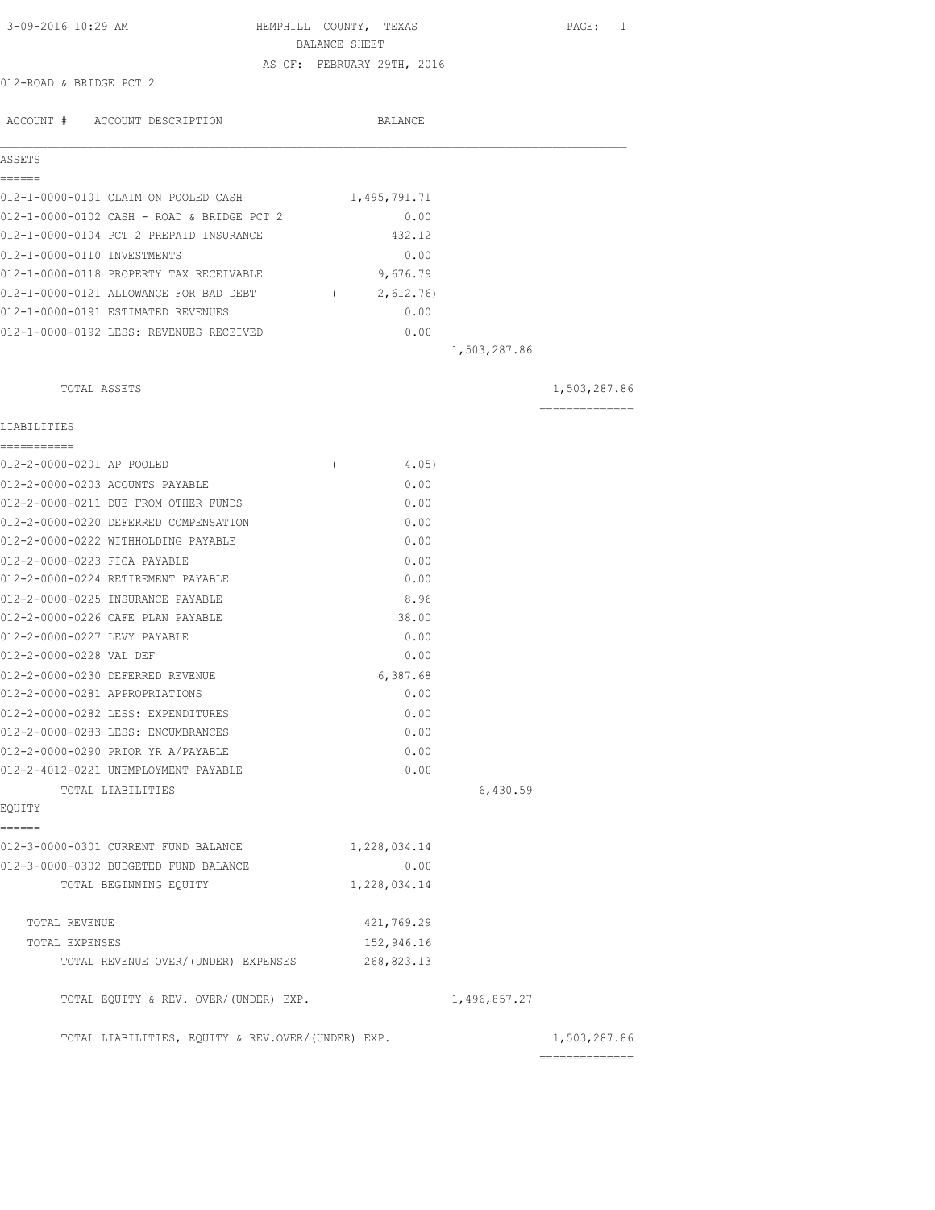3-09-2016 10:29 AM

# HEMPHILL COUNTY, TEXAS

## BALANCE SHEET

AS OF: FEBRUARY 29TH, 2016

012-ROAD & BRIDGE PCT 2

| ACCOUNT # | ACCOUNT DESCRIPTION | BALANCE | | |
|---|---|---|---|---|
| **ASSETS** | | | | |
| 012-1-0000-0101 | CLAIM ON POOLED CASH | 1,495,791.71 | | |
| 012-1-0000-0102 | CASH - ROAD & BRIDGE PCT 2 | 0.00 | | |
| 012-1-0000-0104 | PCT 2 PREPAID INSURANCE | 432.12 | | |
| 012-1-0000-0110 | INVESTMENTS | 0.00 | | |
| 012-1-0000-0118 | PROPERTY TAX RECEIVABLE | 9,676.79 | | |
| 012-1-0000-0121 | ALLOWANCE FOR BAD DEBT | ( 2,612.76) | | |
| 012-1-0000-0191 | ESTIMATED REVENUES | 0.00 | | |
| 012-1-0000-0192 | LESS: REVENUES RECEIVED | 0.00 | | |
| | | | 1,503,287.86 | |
| | TOTAL ASSETS | | | 1,503,287.86 |
| **LIABILITIES** | | | | |
| 012-2-0000-0201 | AP POOLED | ( 4.05) | | |
| 012-2-0000-0203 | ACOUNTS PAYABLE | 0.00 | | |
| 012-2-0000-0211 | DUE FROM OTHER FUNDS | 0.00 | | |
| 012-2-0000-0220 | DEFERRED COMPENSATION | 0.00 | | |
| 012-2-0000-0222 | WITHHOLDING PAYABLE | 0.00 | | |
| 012-2-0000-0223 | FICA PAYABLE | 0.00 | | |
| 012-2-0000-0224 | RETIREMENT PAYABLE | 0.00 | | |
| 012-2-0000-0225 | INSURANCE PAYABLE | 8.96 | | |
| 012-2-0000-0226 | CAFE PLAN PAYABLE | 38.00 | | |
| 012-2-0000-0227 | LEVY PAYABLE | 0.00 | | |
| 012-2-0000-0228 | VAL DEF | 0.00 | | |
| 012-2-0000-0230 | DEFERRED REVENUE | 6,387.68 | | |
| 012-2-0000-0281 | APPROPRIATIONS | 0.00 | | |
| 012-2-0000-0282 | LESS: EXPENDITURES | 0.00 | | |
| 012-2-0000-0283 | LESS: ENCUMBRANCES | 0.00 | | |
| 012-2-0000-0290 | PRIOR YR A/PAYABLE | 0.00 | | |
| 012-2-4012-0221 | UNEMPLOYMENT PAYABLE | 0.00 | | |
| | TOTAL LIABILITIES | | 6,430.59 | |
| **EQUITY** | | | | |
| 012-3-0000-0301 | CURRENT FUND BALANCE | 1,228,034.14 | | |
| 012-3-0000-0302 | BUDGETED FUND BALANCE | 0.00 | | |
| | TOTAL BEGINNING EQUITY | 1,228,034.14 | | |
| | TOTAL REVENUE | 421,769.29 | | |
| | TOTAL EXPENSES | 152,946.16 | | |
| | TOTAL REVENUE OVER/(UNDER) EXPENSES | 268,823.13 | | |
| | TOTAL EQUITY & REV. OVER/(UNDER) EXP. | | 1,496,857.27 | |
| | TOTAL LIABILITIES, EQUITY & REV.OVER/(UNDER) EXP. | | | 1,503,287.86 |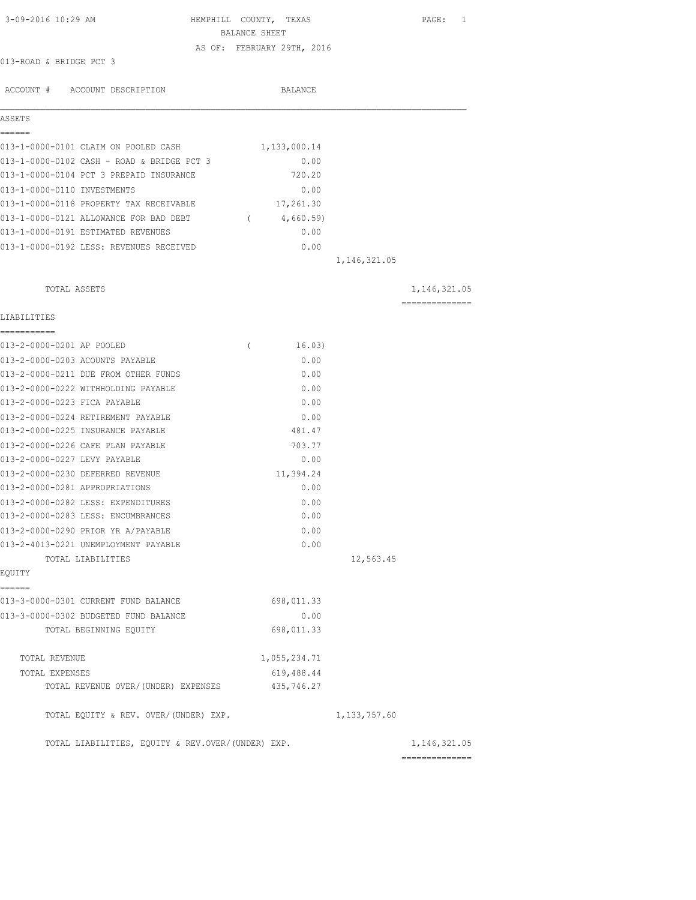3-09-2016 10:29 AM

# HEMPHILL COUNTY, TEXAS

## BALANCE SHEET

AS OF: FEBRUARY 29TH, 2016

013-ROAD & BRIDGE PCT 3

| ACCOUNT # | ACCOUNT DESCRIPTION | BALANCE | | |
|---|---|---|---|---|
| **ASSETS** | | | | |
| 013-1-0000-0101 | CLAIM ON POOLED CASH | 1,133,000.14 | | |
| 013-1-0000-0102 | CASH - ROAD & BRIDGE PCT 3 | 0.00 | | |
| 013-1-0000-0104 | PCT 3 PREPAID INSURANCE | 720.20 | | |
| 013-1-0000-0110 | INVESTMENTS | 0.00 | | |
| 013-1-0000-0118 | PROPERTY TAX RECEIVABLE | 17,261.30 | | |
| 013-1-0000-0121 | ALLOWANCE FOR BAD DEBT | ( 4,660.59) | | |
| 013-1-0000-0191 | ESTIMATED REVENUES | 0.00 | | |
| 013-1-0000-0192 | LESS: REVENUES RECEIVED | 0.00 | | |
| | | | 1,146,321.05 | |
| | TOTAL ASSETS | | | 1,146,321.05 |
| **LIABILITIES** | | | | |
| 013-2-0000-0201 | AP POOLED | ( 16.03) | | |
| 013-2-0000-0203 | ACOUNTS PAYABLE | 0.00 | | |
| 013-2-0000-0211 | DUE FROM OTHER FUNDS | 0.00 | | |
| 013-2-0000-0222 | WITHHOLDING PAYABLE | 0.00 | | |
| 013-2-0000-0223 | FICA PAYABLE | 0.00 | | |
| 013-2-0000-0224 | RETIREMENT PAYABLE | 0.00 | | |
| 013-2-0000-0225 | INSURANCE PAYABLE | 481.47 | | |
| 013-2-0000-0226 | CAFE PLAN PAYABLE | 703.77 | | |
| 013-2-0000-0227 | LEVY PAYABLE | 0.00 | | |
| 013-2-0000-0230 | DEFERRED REVENUE | 11,394.24 | | |
| 013-2-0000-0281 | APPROPRIATIONS | 0.00 | | |
| 013-2-0000-0282 | LESS: EXPENDITURES | 0.00 | | |
| 013-2-0000-0283 | LESS: ENCUMBRANCES | 0.00 | | |
| 013-2-0000-0290 | PRIOR YR A/PAYABLE | 0.00 | | |
| 013-2-4013-0221 | UNEMPLOYMENT PAYABLE | 0.00 | | |
| | TOTAL LIABILITIES | | 12,563.45 | |
| **EQUITY** | | | | |
| 013-3-0000-0301 | CURRENT FUND BALANCE | 698,011.33 | | |
| 013-3-0000-0302 | BUDGETED FUND BALANCE | 0.00 | | |
| | TOTAL BEGINNING EQUITY | 698,011.33 | | |
| | TOTAL REVENUE | 1,055,234.71 | | |
| | TOTAL EXPENSES | 619,488.44 | | |
| | TOTAL REVENUE OVER/(UNDER) EXPENSES | 435,746.27 | | |
| | TOTAL EQUITY & REV. OVER/(UNDER) EXP. | | 1,133,757.60 | |
| | TOTAL LIABILITIES, EQUITY & REV.OVER/(UNDER) EXP. | | | 1,146,321.05 |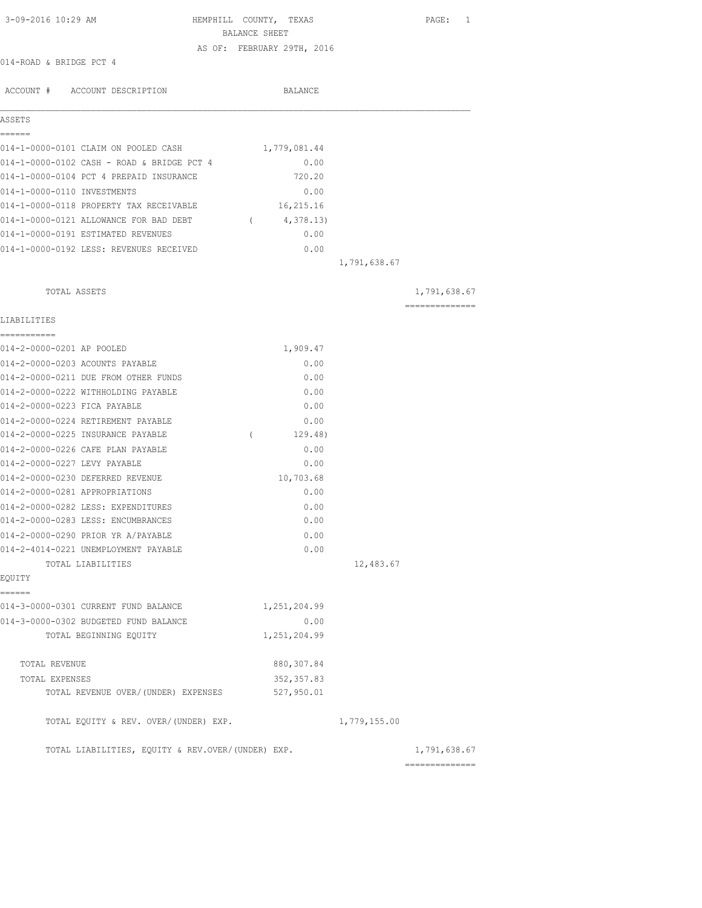3-09-2016 10:29 AM

# HEMPHILL COUNTY, TEXAS
## BALANCE SHEET
### AS OF: FEBRUARY 29TH, 2016

014-ROAD & BRIDGE PCT 4

| ACCOUNT # | ACCOUNT DESCRIPTION | BALANCE | | |
|---|---|---|---|---|
| **ASSETS** | | | | |
| 014-1-0000-0101 | CLAIM ON POOLED CASH | 1,779,081.44 | | |
| 014-1-0000-0102 | CASH - ROAD & BRIDGE PCT 4 | 0.00 | | |
| 014-1-0000-0104 | PCT 4 PREPAID INSURANCE | 720.20 | | |
| 014-1-0000-0110 | INVESTMENTS | 0.00 | | |
| 014-1-0000-0118 | PROPERTY TAX RECEIVABLE | 16,215.16 | | |
| 014-1-0000-0121 | ALLOWANCE FOR BAD DEBT | ( 4,378.13) | | |
| 014-1-0000-0191 | ESTIMATED REVENUES | 0.00 | | |
| 014-1-0000-0192 | LESS: REVENUES RECEIVED | 0.00 | | |
| | | | 1,791,638.67 | |
| | TOTAL ASSETS | | | 1,791,638.67 |
| **LIABILITIES** | | | | |
| 014-2-0000-0201 | AP POOLED | 1,909.47 | | |
| 014-2-0000-0203 | ACOUNTS PAYABLE | 0.00 | | |
| 014-2-0000-0211 | DUE FROM OTHER FUNDS | 0.00 | | |
| 014-2-0000-0222 | WITHHOLDING PAYABLE | 0.00 | | |
| 014-2-0000-0223 | FICA PAYABLE | 0.00 | | |
| 014-2-0000-0224 | RETIREMENT PAYABLE | 0.00 | | |
| 014-2-0000-0225 | INSURANCE PAYABLE | ( 129.48) | | |
| 014-2-0000-0226 | CAFE PLAN PAYABLE | 0.00 | | |
| 014-2-0000-0227 | LEVY PAYABLE | 0.00 | | |
| 014-2-0000-0230 | DEFERRED REVENUE | 10,703.68 | | |
| 014-2-0000-0281 | APPROPRIATIONS | 0.00 | | |
| 014-2-0000-0282 | LESS: EXPENDITURES | 0.00 | | |
| 014-2-0000-0283 | LESS: ENCUMBRANCES | 0.00 | | |
| 014-2-0000-0290 | PRIOR YR A/PAYABLE | 0.00 | | |
| 014-2-4014-0221 | UNEMPLOYMENT PAYABLE | 0.00 | | |
| | TOTAL LIABILITIES | | 12,483.67 | |
| **EQUITY** | | | | |
| 014-3-0000-0301 | CURRENT FUND BALANCE | 1,251,204.99 | | |
| 014-3-0000-0302 | BUDGETED FUND BALANCE | 0.00 | | |
| | TOTAL BEGINNING EQUITY | 1,251,204.99 | | |
| | TOTAL REVENUE | 880,307.84 | | |
| | TOTAL EXPENSES | 352,357.83 | | |
| | TOTAL REVENUE OVER/(UNDER) EXPENSES | 527,950.01 | | |
| | TOTAL EQUITY & REV. OVER/(UNDER) EXP. | | 1,779,155.00 | |
| | TOTAL LIABILITIES, EQUITY & REV.OVER/(UNDER) EXP. | | | 1,791,638.67 |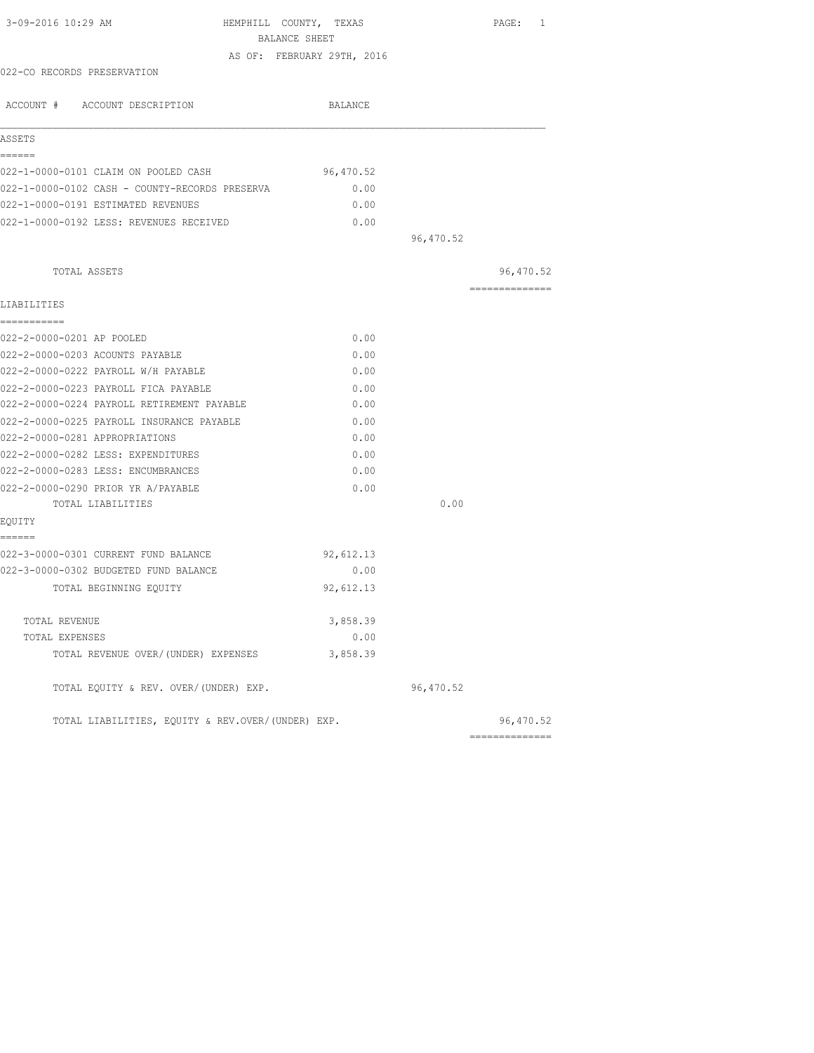3-09-2016 10:29 AM HEMPHILL COUNTY, TEXAS

BALANCE SHEET

AS OF: FEBRUARY 29TH, 2016

022-CO RECORDS PRESERVATION

| ACCOUNT # ACCOUNT DESCRIPTION | BALANCE | | |
|---|---|---|---|
| **ASSETS** | | | |
| 022-1-0000-0101 CLAIM ON POOLED CASH | 96,470.52 | | |
| 022-1-0000-0102 CASH - COUNTY-RECORDS PRESERVA | 0.00 | | |
| 022-1-0000-0191 ESTIMATED REVENUES | 0.00 | | |
| 022-1-0000-0192 LESS: REVENUES RECEIVED | 0.00 | | |
| | | 96,470.52 | |
| TOTAL ASSETS | | | 96,470.52 |
| **LIABILITIES** | | | |
| 022-2-0000-0201 AP POOLED | 0.00 | | |
| 022-2-0000-0203 ACOUNTS PAYABLE | 0.00 | | |
| 022-2-0000-0222 PAYROLL W/H PAYABLE | 0.00 | | |
| 022-2-0000-0223 PAYROLL FICA PAYABLE | 0.00 | | |
| 022-2-0000-0224 PAYROLL RETIREMENT PAYABLE | 0.00 | | |
| 022-2-0000-0225 PAYROLL INSURANCE PAYABLE | 0.00 | | |
| 022-2-0000-0281 APPROPRIATIONS | 0.00 | | |
| 022-2-0000-0282 LESS: EXPENDITURES | 0.00 | | |
| 022-2-0000-0283 LESS: ENCUMBRANCES | 0.00 | | |
| 022-2-0000-0290 PRIOR YR A/PAYABLE | 0.00 | | |
| TOTAL LIABILITIES | | 0.00 | |
| **EQUITY** | | | |
| 022-3-0000-0301 CURRENT FUND BALANCE | 92,612.13 | | |
| 022-3-0000-0302 BUDGETED FUND BALANCE | 0.00 | | |
| TOTAL BEGINNING EQUITY | 92,612.13 | | |
| TOTAL REVENUE | 3,858.39 | | |
| TOTAL EXPENSES | 0.00 | | |
| TOTAL REVENUE OVER/(UNDER) EXPENSES | 3,858.39 | | |
| TOTAL EQUITY & REV. OVER/(UNDER) EXP. | | 96,470.52 | |
| TOTAL LIABILITIES, EQUITY & REV.OVER/(UNDER) EXP. | | | 96,470.52 |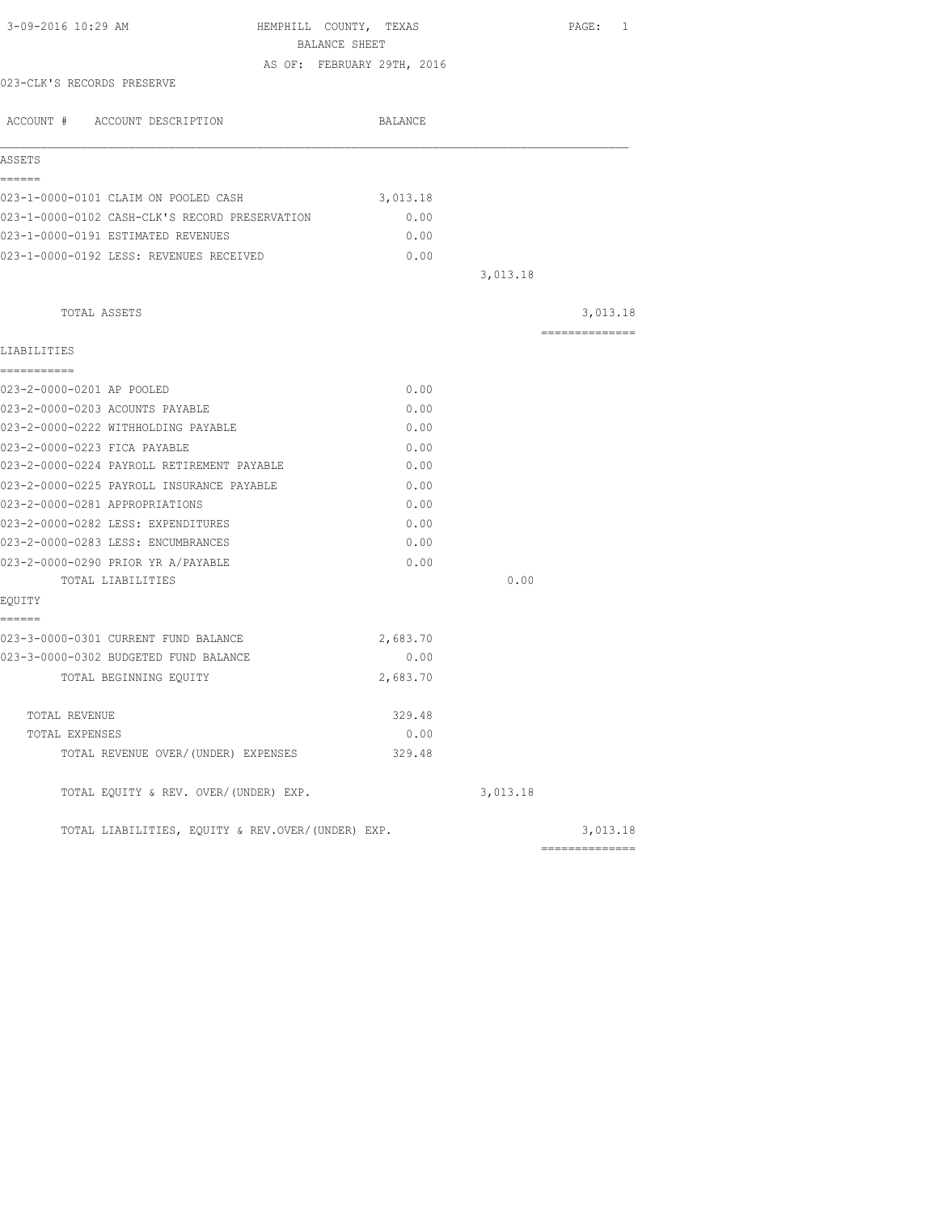HEMPHILL COUNTY, TEXAS
BALANCE SHEET
AS OF: FEBRUARY 29TH, 2016

023-CLK'S RECORDS PRESERVE

| ACCOUNT # ACCOUNT DESCRIPTION | BALANCE | | |
|---|---|---|---|
| **ASSETS** | | | |
| 023-1-0000-0101 CLAIM ON POOLED CASH | 3,013.18 | | |
| 023-1-0000-0102 CASH-CLK'S RECORD PRESERVATION | 0.00 | | |
| 023-1-0000-0191 ESTIMATED REVENUES | 0.00 | | |
| 023-1-0000-0192 LESS: REVENUES RECEIVED | 0.00 | | |
| | | 3,013.18 | |
| TOTAL ASSETS | | | 3,013.18 |
| **LIABILITIES** | | | |
| 023-2-0000-0201 AP POOLED | 0.00 | | |
| 023-2-0000-0203 ACOUNTS PAYABLE | 0.00 | | |
| 023-2-0000-0222 WITHHOLDING PAYABLE | 0.00 | | |
| 023-2-0000-0223 FICA PAYABLE | 0.00 | | |
| 023-2-0000-0224 PAYROLL RETIREMENT PAYABLE | 0.00 | | |
| 023-2-0000-0225 PAYROLL INSURANCE PAYABLE | 0.00 | | |
| 023-2-0000-0281 APPROPRIATIONS | 0.00 | | |
| 023-2-0000-0282 LESS: EXPENDITURES | 0.00 | | |
| 023-2-0000-0283 LESS: ENCUMBRANCES | 0.00 | | |
| 023-2-0000-0290 PRIOR YR A/PAYABLE | 0.00 | | |
| TOTAL LIABILITIES | | 0.00 | |
| **EQUITY** | | | |
| 023-3-0000-0301 CURRENT FUND BALANCE | 2,683.70 | | |
| 023-3-0000-0302 BUDGETED FUND BALANCE | 0.00 | | |
| TOTAL BEGINNING EQUITY | 2,683.70 | | |
| TOTAL REVENUE | 329.48 | | |
| TOTAL EXPENSES | 0.00 | | |
| TOTAL REVENUE OVER/(UNDER) EXPENSES | 329.48 | | |
| TOTAL EQUITY & REV. OVER/(UNDER) EXP. | | 3,013.18 | |
| TOTAL LIABILITIES, EQUITY & REV.OVER/(UNDER) EXP. | | | 3,013.18 |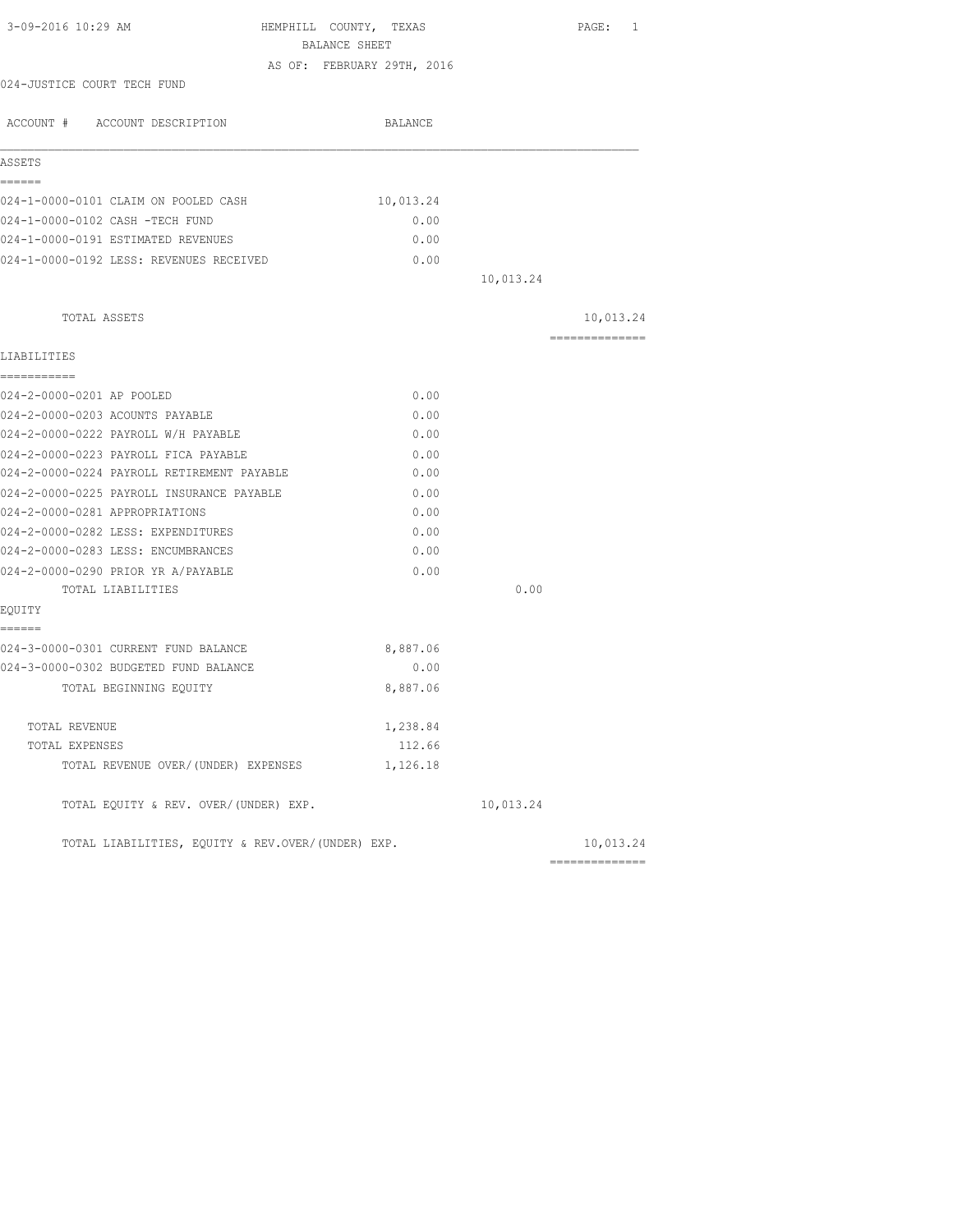3-09-2016 10:29 AM

# HEMPHILL COUNTY, TEXAS
## BALANCE SHEET
### AS OF: FEBRUARY 29TH, 2016

024-JUSTICE COURT TECH FUND

| ACCOUNT # ACCOUNT DESCRIPTION | BALANCE | | |
|---|---|---|---|
| **ASSETS** | | | |
| 024-1-0000-0101 CLAIM ON POOLED CASH | 10,013.24 | | |
| 024-1-0000-0102 CASH -TECH FUND | 0.00 | | |
| 024-1-0000-0191 ESTIMATED REVENUES | 0.00 | | |
| 024-1-0000-0192 LESS: REVENUES RECEIVED | 0.00 | | |
| | | 10,013.24 | |
| TOTAL ASSETS | | | 10,013.24 |
| **LIABILITIES** | | | |
| 024-2-0000-0201 AP POOLED | 0.00 | | |
| 024-2-0000-0203 ACOUNTS PAYABLE | 0.00 | | |
| 024-2-0000-0222 PAYROLL W/H PAYABLE | 0.00 | | |
| 024-2-0000-0223 PAYROLL FICA PAYABLE | 0.00 | | |
| 024-2-0000-0224 PAYROLL RETIREMENT PAYABLE | 0.00 | | |
| 024-2-0000-0225 PAYROLL INSURANCE PAYABLE | 0.00 | | |
| 024-2-0000-0281 APPROPRIATIONS | 0.00 | | |
| 024-2-0000-0282 LESS: EXPENDITURES | 0.00 | | |
| 024-2-0000-0283 LESS: ENCUMBRANCES | 0.00 | | |
| 024-2-0000-0290 PRIOR YR A/PAYABLE | 0.00 | | |
| TOTAL LIABILITIES | | 0.00 | |
| **EQUITY** | | | |
| 024-3-0000-0301 CURRENT FUND BALANCE | 8,887.06 | | |
| 024-3-0000-0302 BUDGETED FUND BALANCE | 0.00 | | |
| TOTAL BEGINNING EQUITY | 8,887.06 | | |
| TOTAL REVENUE | 1,238.84 | | |
| TOTAL EXPENSES | 112.66 | | |
| TOTAL REVENUE OVER/(UNDER) EXPENSES | 1,126.18 | | |
| TOTAL EQUITY & REV. OVER/(UNDER) EXP. | | 10,013.24 | |
| TOTAL LIABILITIES, EQUITY & REV.OVER/(UNDER) EXP. | | | 10,013.24 |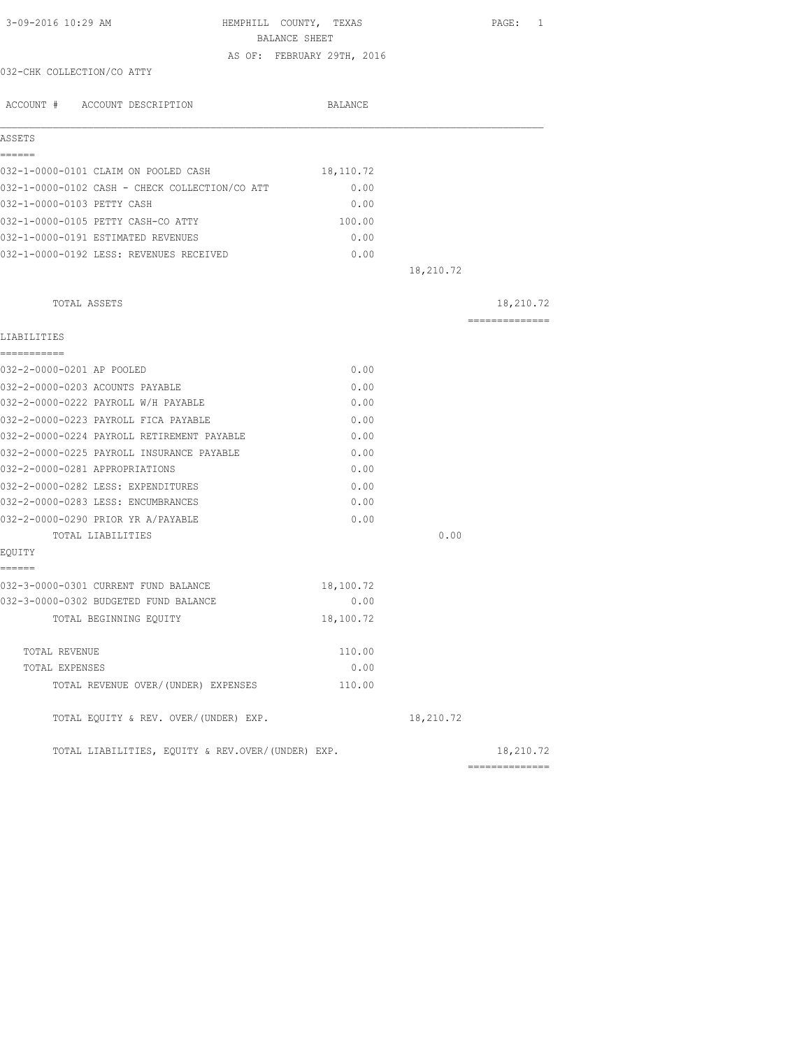3-09-2016 10:29 AM

# HEMPHILL COUNTY, TEXAS

## BALANCE SHEET

AS OF: FEBRUARY 29TH, 2016

032-CHK COLLECTION/CO ATTY

| ACCOUNT # ACCOUNT DESCRIPTION | BALANCE | | |
|---|---|---|---|
| **ASSETS** | | | |
| 032-1-0000-0101 CLAIM ON POOLED CASH | 18,110.72 | | |
| 032-1-0000-0102 CASH - CHECK COLLECTION/CO ATT | 0.00 | | |
| 032-1-0000-0103 PETTY CASH | 0.00 | | |
| 032-1-0000-0105 PETTY CASH-CO ATTY | 100.00 | | |
| 032-1-0000-0191 ESTIMATED REVENUES | 0.00 | | |
| 032-1-0000-0192 LESS: REVENUES RECEIVED | 0.00 | | |
| | | 18,210.72 | |
| TOTAL ASSETS | | | 18,210.72 |
| **LIABILITIES** | | | |
| 032-2-0000-0201 AP POOLED | 0.00 | | |
| 032-2-0000-0203 ACOUNTS PAYABLE | 0.00 | | |
| 032-2-0000-0222 PAYROLL W/H PAYABLE | 0.00 | | |
| 032-2-0000-0223 PAYROLL FICA PAYABLE | 0.00 | | |
| 032-2-0000-0224 PAYROLL RETIREMENT PAYABLE | 0.00 | | |
| 032-2-0000-0225 PAYROLL INSURANCE PAYABLE | 0.00 | | |
| 032-2-0000-0281 APPROPRIATIONS | 0.00 | | |
| 032-2-0000-0282 LESS: EXPENDITURES | 0.00 | | |
| 032-2-0000-0283 LESS: ENCUMBRANCES | 0.00 | | |
| 032-2-0000-0290 PRIOR YR A/PAYABLE | 0.00 | | |
| TOTAL LIABILITIES | | 0.00 | |
| **EQUITY** | | | |
| 032-3-0000-0301 CURRENT FUND BALANCE | 18,100.72 | | |
| 032-3-0000-0302 BUDGETED FUND BALANCE | 0.00 | | |
| TOTAL BEGINNING EQUITY | 18,100.72 | | |
| TOTAL REVENUE | 110.00 | | |
| TOTAL EXPENSES | 0.00 | | |
| TOTAL REVENUE OVER/(UNDER) EXPENSES | 110.00 | | |
| TOTAL EQUITY & REV. OVER/(UNDER) EXP. | | 18,210.72 | |
| TOTAL LIABILITIES, EQUITY & REV.OVER/(UNDER) EXP. | | | 18,210.72 |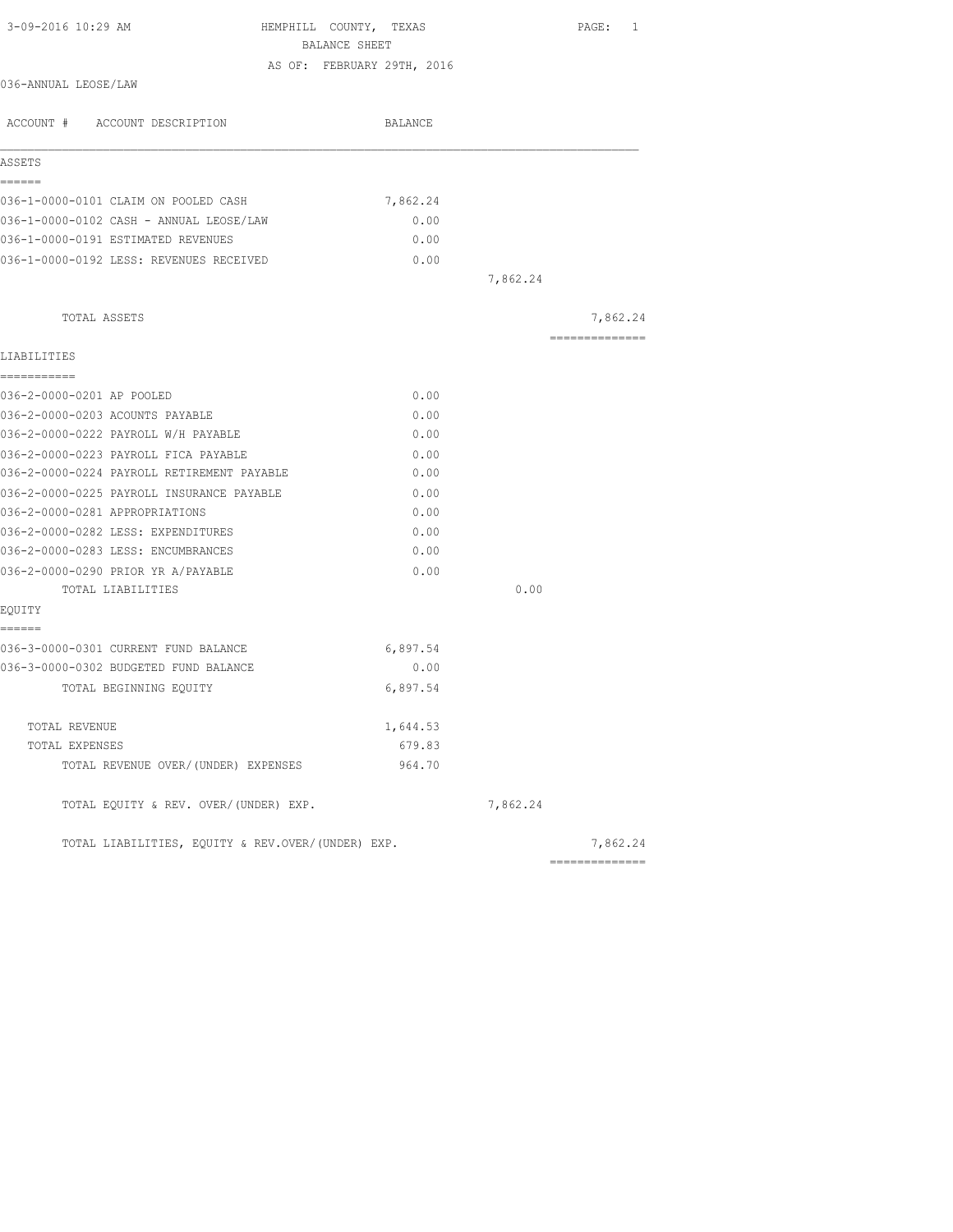3-09-2016 10:29 AM

# HEMPHILL COUNTY, TEXAS

## BALANCE SHEET

AS OF: FEBRUARY 29TH, 2016

036-ANNUAL LEOSE/LAW

| ACCOUNT # ACCOUNT DESCRIPTION | BALANCE | | |
|---|---|---|---|
| **ASSETS** | | | |
| 036-1-0000-0101 CLAIM ON POOLED CASH | 7,862.24 | | |
| 036-1-0000-0102 CASH - ANNUAL LEOSE/LAW | 0.00 | | |
| 036-1-0000-0191 ESTIMATED REVENUES | 0.00 | | |
| 036-1-0000-0192 LESS: REVENUES RECEIVED | 0.00 | | |
| | | 7,862.24 | |
| TOTAL ASSETS | | | 7,862.24 |
| **LIABILITIES** | | | |
| 036-2-0000-0201 AP POOLED | 0.00 | | |
| 036-2-0000-0203 ACOUNTS PAYABLE | 0.00 | | |
| 036-2-0000-0222 PAYROLL W/H PAYABLE | 0.00 | | |
| 036-2-0000-0223 PAYROLL FICA PAYABLE | 0.00 | | |
| 036-2-0000-0224 PAYROLL RETIREMENT PAYABLE | 0.00 | | |
| 036-2-0000-0225 PAYROLL INSURANCE PAYABLE | 0.00 | | |
| 036-2-0000-0281 APPROPRIATIONS | 0.00 | | |
| 036-2-0000-0282 LESS: EXPENDITURES | 0.00 | | |
| 036-2-0000-0283 LESS: ENCUMBRANCES | 0.00 | | |
| 036-2-0000-0290 PRIOR YR A/PAYABLE | 0.00 | | |
| TOTAL LIABILITIES | | 0.00 | |
| **EQUITY** | | | |
| 036-3-0000-0301 CURRENT FUND BALANCE | 6,897.54 | | |
| 036-3-0000-0302 BUDGETED FUND BALANCE | 0.00 | | |
| TOTAL BEGINNING EQUITY | 6,897.54 | | |
| TOTAL REVENUE | 1,644.53 | | |
| TOTAL EXPENSES | 679.83 | | |
| TOTAL REVENUE OVER/(UNDER) EXPENSES | 964.70 | | |
| TOTAL EQUITY & REV. OVER/(UNDER) EXP. | | 7,862.24 | |
| TOTAL LIABILITIES, EQUITY & REV.OVER/(UNDER) EXP. | | | 7,862.24 |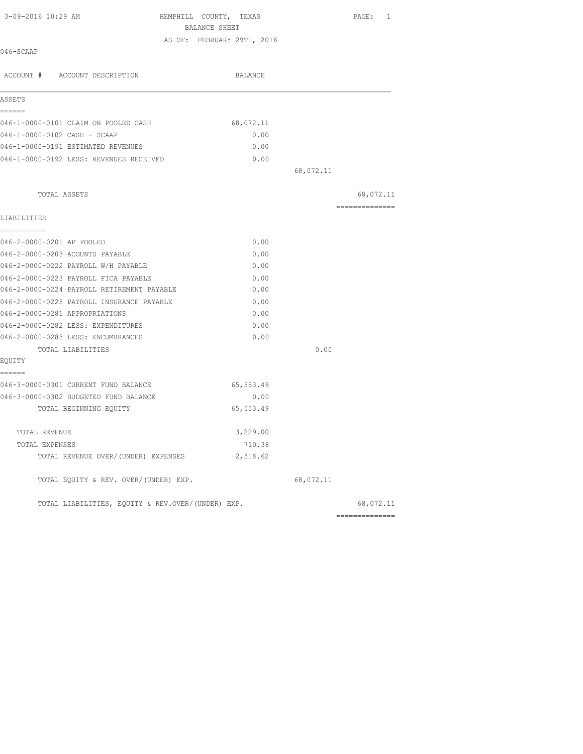# HEMPHILL COUNTY, TEXAS

## BALANCE SHEET

AS OF: FEBRUARY 29TH, 2016

046-SCAAP

| ACCOUNT # ACCOUNT DESCRIPTION | BALANCE | | |
|---|---|---|---|
| **ASSETS** | | | |
| 046-1-0000-0101 CLAIM ON POOLED CASH | 68,072.11 | | |
| 046-1-0000-0102 CASH - SCAAP | 0.00 | | |
| 046-1-0000-0191 ESTIMATED REVENUES | 0.00 | | |
| 046-1-0000-0192 LESS: REVENUES RECEIVED | 0.00 | | |
| | | 68,072.11 | |
| TOTAL ASSETS | | | 68,072.11 |
| **LIABILITIES** | | | |
| 046-2-0000-0201 AP POOLED | 0.00 | | |
| 046-2-0000-0203 ACOUNTS PAYABLE | 0.00 | | |
| 046-2-0000-0222 PAYROLL W/H PAYABLE | 0.00 | | |
| 046-2-0000-0223 PAYROLL FICA PAYABLE | 0.00 | | |
| 046-2-0000-0224 PAYROLL RETIREMENT PAYABLE | 0.00 | | |
| 046-2-0000-0225 PAYROLL INSURANCE PAYABLE | 0.00 | | |
| 046-2-0000-0281 APPROPRIATIONS | 0.00 | | |
| 046-2-0000-0282 LESS: EXPENDITURES | 0.00 | | |
| 046-2-0000-0283 LESS: ENCUMBRANCES | 0.00 | | |
| TOTAL LIABILITIES | | 0.00 | |
| **EQUITY** | | | |
| 046-3-0000-0301 CURRENT FUND BALANCE | 65,553.49 | | |
| 046-3-0000-0302 BUDGETED FUND BALANCE | 0.00 | | |
| TOTAL BEGINNING EQUITY | 65,553.49 | | |
| TOTAL REVENUE | 3,229.00 | | |
| TOTAL EXPENSES | 710.38 | | |
| TOTAL REVENUE OVER/(UNDER) EXPENSES | 2,518.62 | | |
| TOTAL EQUITY & REV. OVER/(UNDER) EXP. | | 68,072.11 | |
| TOTAL LIABILITIES, EQUITY & REV.OVER/(UNDER) EXP. | | | 68,072.11 |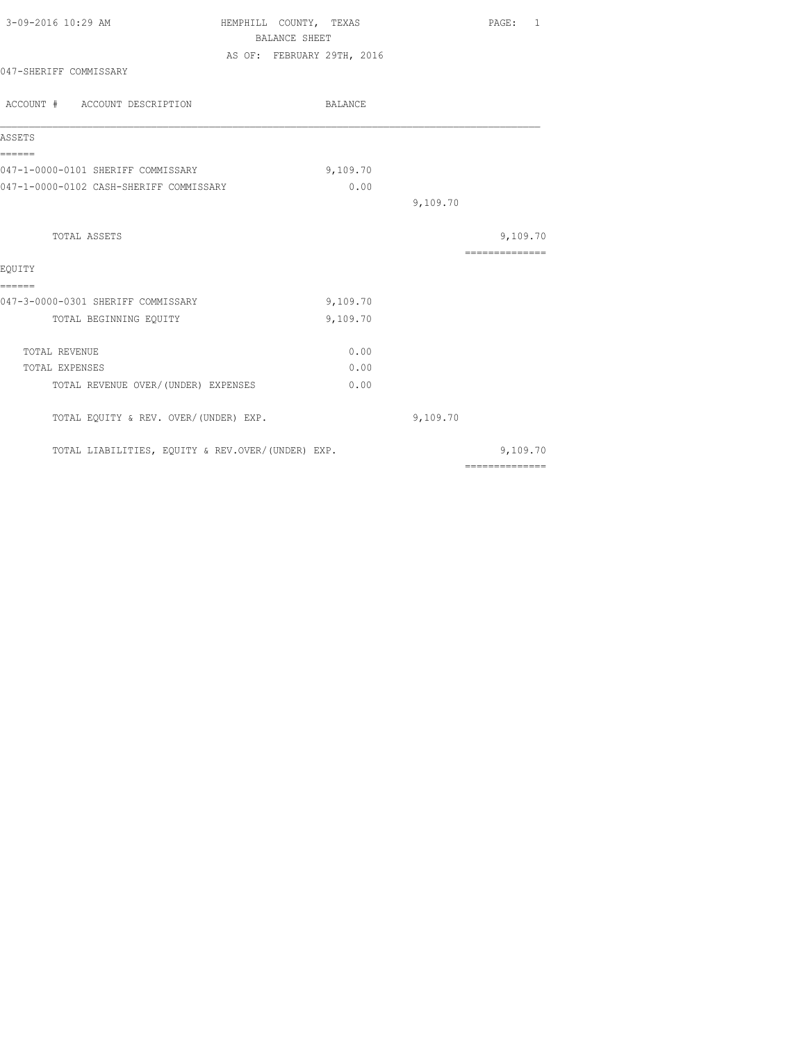3-09-2016 10:29 AM

# HEMPHILL COUNTY, TEXAS

## BALANCE SHEET

AS OF: FEBRUARY 29TH, 2016

047-SHERIFF COMMISSARY

| ACCOUNT # ACCOUNT DESCRIPTION | BALANCE | | |
|---|---|---|---|
| **ASSETS** | | | |
| 047-1-0000-0101 SHERIFF COMMISSARY | 9,109.70 | | |
| 047-1-0000-0102 CASH-SHERIFF COMMISSARY | 0.00 | | |
| | | 9,109.70 | |
| TOTAL ASSETS | | | 9,109.70 |
| **EQUITY** | | | |
| 047-3-0000-0301 SHERIFF COMMISSARY | 9,109.70 | | |
| TOTAL BEGINNING EQUITY | 9,109.70 | | |
| TOTAL REVENUE | 0.00 | | |
| TOTAL EXPENSES | 0.00 | | |
| TOTAL REVENUE OVER/(UNDER) EXPENSES | 0.00 | | |
| TOTAL EQUITY & REV. OVER/(UNDER) EXP. | | 9,109.70 | |
| TOTAL LIABILITIES, EQUITY & REV.OVER/(UNDER) EXP. | | | 9,109.70 |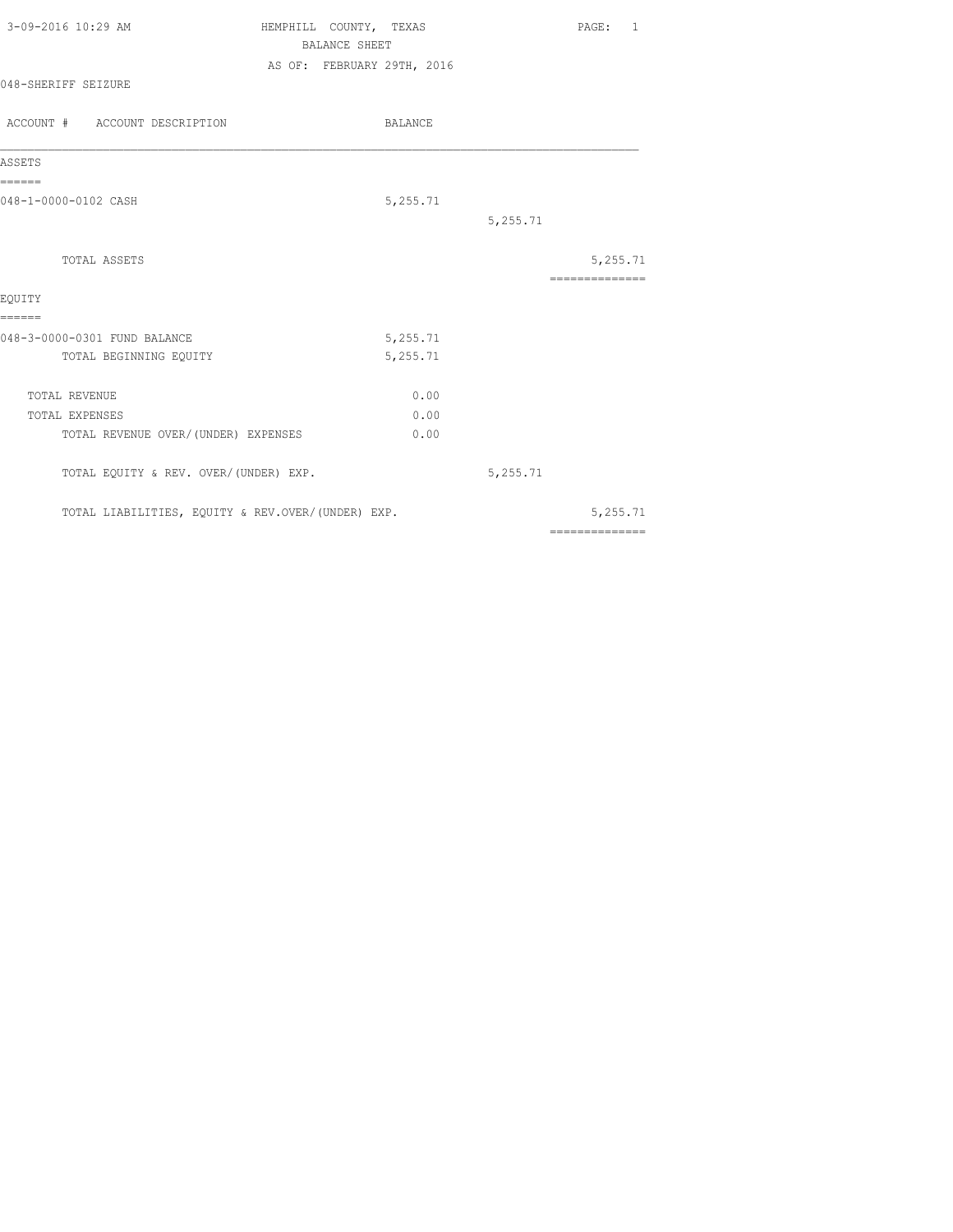3-09-2016 10:29 AM

# HEMPHILL COUNTY, TEXAS

## BALANCE SHEET

AS OF: FEBRUARY 29TH, 2016

048-SHERIFF SEIZURE

| ACCOUNT # ACCOUNT DESCRIPTION | BALANCE | | |
|---|---|---|---|
| **ASSETS** | | | |
| 048-1-0000-0102 CASH | 5,255.71 | | |
| | | 5,255.71 | |
| TOTAL ASSETS | | | 5,255.71 |
| **EQUITY** | | | |
| 048-3-0000-0301 FUND BALANCE | 5,255.71 | | |
| TOTAL BEGINNING EQUITY | 5,255.71 | | |
| TOTAL REVENUE | 0.00 | | |
| TOTAL EXPENSES | 0.00 | | |
| TOTAL REVENUE OVER/(UNDER) EXPENSES | 0.00 | | |
| TOTAL EQUITY & REV. OVER/(UNDER) EXP. | | 5,255.71 | |
| TOTAL LIABILITIES, EQUITY & REV.OVER/(UNDER) EXP. | | | 5,255.71 |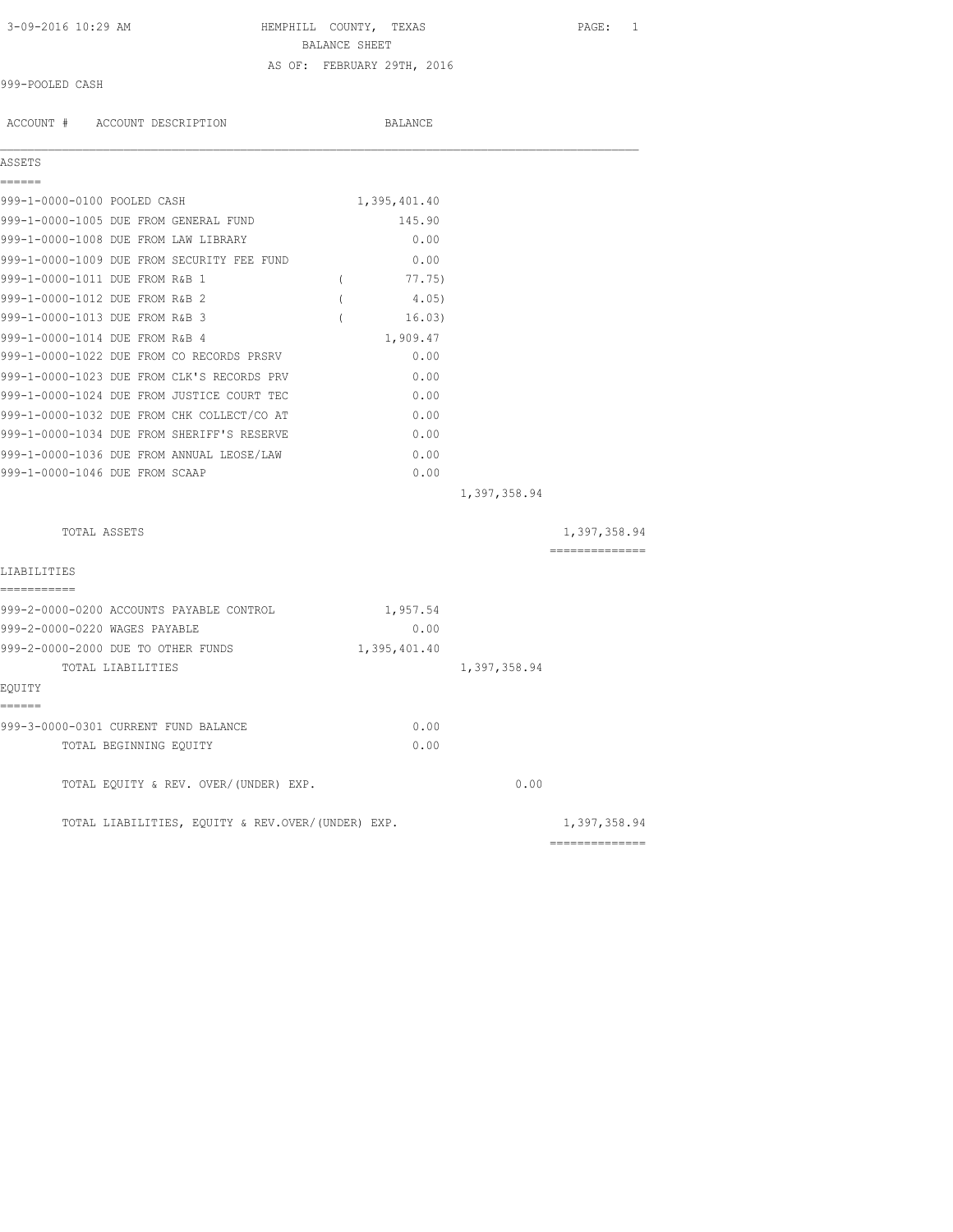3-09-2016 10:29 AM HEMPHILL COUNTY, TEXAS

BALANCE SHEET

AS OF: FEBRUARY 29TH, 2016

999-POOLED CASH

| ACCOUNT # ACCOUNT DESCRIPTION | BALANCE | | |
|---|---|---|---|
| **ASSETS** | | | |
| 999-1-0000-0100 POOLED CASH | 1,395,401.40 | | |
| 999-1-0000-1005 DUE FROM GENERAL FUND | 145.90 | | |
| 999-1-0000-1008 DUE FROM LAW LIBRARY | 0.00 | | |
| 999-1-0000-1009 DUE FROM SECURITY FEE FUND | 0.00 | | |
| 999-1-0000-1011 DUE FROM R&B 1 | ( 77.75) | | |
| 999-1-0000-1012 DUE FROM R&B 2 | ( 4.05) | | |
| 999-1-0000-1013 DUE FROM R&B 3 | ( 16.03) | | |
| 999-1-0000-1014 DUE FROM R&B 4 | 1,909.47 | | |
| 999-1-0000-1022 DUE FROM CO RECORDS PRSRV | 0.00 | | |
| 999-1-0000-1023 DUE FROM CLK'S RECORDS PRV | 0.00 | | |
| 999-1-0000-1024 DUE FROM JUSTICE COURT TEC | 0.00 | | |
| 999-1-0000-1032 DUE FROM CHK COLLECT/CO AT | 0.00 | | |
| 999-1-0000-1034 DUE FROM SHERIFF'S RESERVE | 0.00 | | |
| 999-1-0000-1036 DUE FROM ANNUAL LEOSE/LAW | 0.00 | | |
| 999-1-0000-1046 DUE FROM SCAAP | 0.00 | | |
| | | 1,397,358.94 | |
| TOTAL ASSETS | | | 1,397,358.94 |
| **LIABILITIES** | | | |
| 999-2-0000-0200 ACCOUNTS PAYABLE CONTROL | 1,957.54 | | |
| 999-2-0000-0220 WAGES PAYABLE | 0.00 | | |
| 999-2-0000-2000 DUE TO OTHER FUNDS | 1,395,401.40 | | |
| TOTAL LIABILITIES | | 1,397,358.94 | |
| **EQUITY** | | | |
| 999-3-0000-0301 CURRENT FUND BALANCE | 0.00 | | |
| TOTAL BEGINNING EQUITY | 0.00 | | |
| TOTAL EQUITY & REV. OVER/(UNDER) EXP. | | 0.00 | |
| TOTAL LIABILITIES, EQUITY & REV.OVER/(UNDER) EXP. | | | 1,397,358.94 |